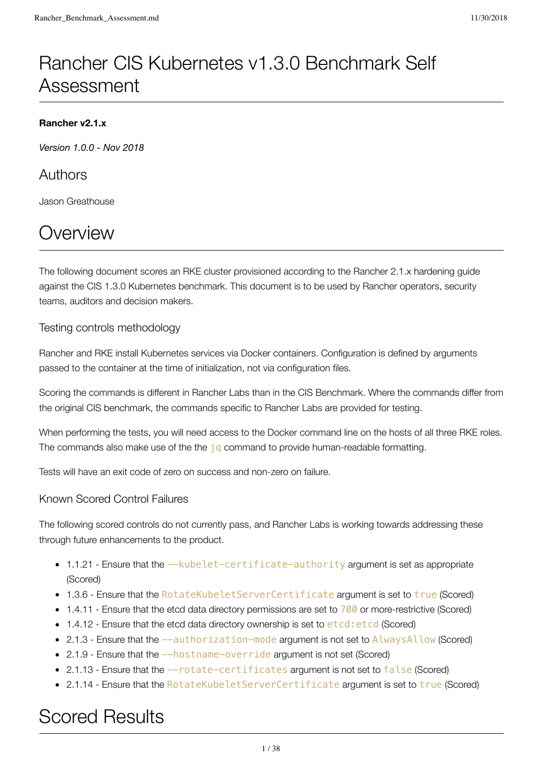# Rancher CIS Kubernetes v1.3.0 Benchmark Self Assessment

**Rancher v2.1.x**

*Version 1.0.0 - Nov 2018*

## Authors

Jason Greathouse

# Overview

The following document scores an RKE cluster provisioned according to the Rancher 2.1.x hardening guide against the CIS 1.3.0 Kubernetes benchmark. This document is to be used by Rancher operators, security teams, auditors and decision makers.

### Testing controls methodology

Rancher and RKE install Kubernetes services via Docker containers. Configuration is defined by arguments passed to the container at the time of initialization, not via configuration files.

Scoring the commands is different in Rancher Labs than in the CIS Benchmark. Where the commands differ from the original CIS benchmark, the commands specific to Rancher Labs are provided for testing.

When performing the tests, you will need access to the Docker command line on the hosts of all three RKE roles. The commands also make use of the the `jq` command to provide human-readable formatting.

Tests will have an exit code of zero on success and non-zero on failure.

### Known Scored Control Failures

The following scored controls do not currently pass, and Rancher Labs is working towards addressing these through future enhancements to the product.

- 1.1.21 - Ensure that the `--kubelet-certificate-authority` argument is set as appropriate (Scored)
- 1.3.6 - Ensure that the `RotateKubeletServerCertificate` argument is set to `true` (Scored)
- 1.4.11 - Ensure that the etcd data directory permissions are set to `700` or more-restrictive (Scored)
- 1.4.12 - Ensure that the etcd data directory ownership is set to `etcd:etcd` (Scored)
- 2.1.3 - Ensure that the `--authorization-mode` argument is not set to `AlwaysAllow` (Scored)
- 2.1.9 - Ensure that the `--hostname-override` argument is not set (Scored)
- 2.1.13 - Ensure that the `--rotate-certificates` argument is not set to `false` (Scored)
- 2.1.14 - Ensure that the `RotateKubeletServerCertificate` argument is set to `true` (Scored)

# Scored Results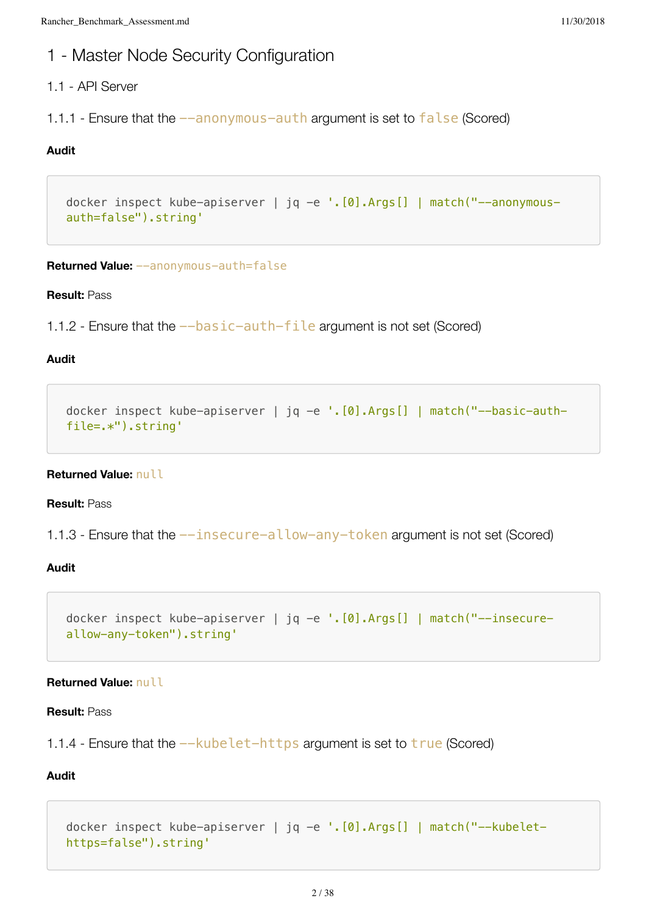# 1 - Master Node Security Configuration

## 1.1 - API Server

### 1.1.1 - Ensure that the `--anonymous-auth` argument is set to `false` (Scored)

**Audit**

```
docker inspect kube-apiserver | jq -e '.[0].Args[] | match("--anonymous-auth=false").string'
```

**Returned Value:** `--anonymous-auth=false`

**Result:** Pass

### 1.1.2 - Ensure that the `--basic-auth-file` argument is not set (Scored)

**Audit**

```
docker inspect kube-apiserver | jq -e '.[0].Args[] | match("--basic-auth-file=.*").string'
```

**Returned Value:** `null`

**Result:** Pass

### 1.1.3 - Ensure that the `--insecure-allow-any-token` argument is not set (Scored)

**Audit**

```
docker inspect kube-apiserver | jq -e '.[0].Args[] | match("--insecure-allow-any-token").string'
```

**Returned Value:** `null`

**Result:** Pass

### 1.1.4 - Ensure that the `--kubelet-https` argument is set to `true` (Scored)

**Audit**

```
docker inspect kube-apiserver | jq -e '.[0].Args[] | match("--kubelet-https=false").string'
```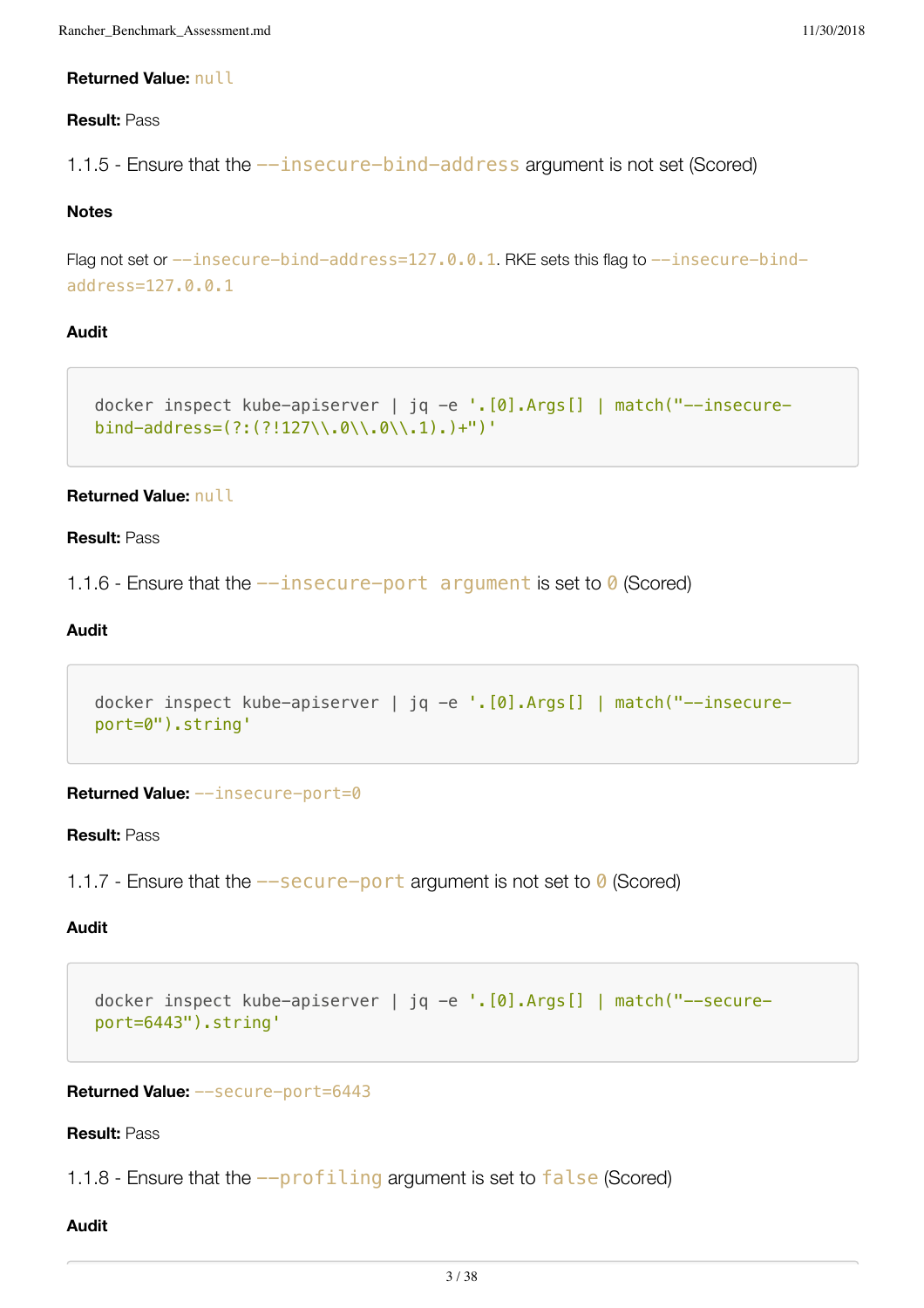**Returned Value:** `null`

**Result:** Pass

1.1.5 - Ensure that the `--insecure-bind-address` argument is not set (Scored)

**Notes**

Flag not set or `--insecure-bind-address=127.0.0.1`. RKE sets this flag to `--insecure-bind-address=127.0.0.1`

**Audit**

```
docker inspect kube-apiserver | jq -e '.[0].Args[] | match("--insecure-bind-address=(?:(?!127\\.0\\.0\\.1).)+")'
```

**Returned Value:** `null`

**Result:** Pass

1.1.6 - Ensure that the `--insecure-port argument` is set to `0` (Scored)

**Audit**

```
docker inspect kube-apiserver | jq -e '.[0].Args[] | match("--insecure-port=0").string'
```

**Returned Value:** `--insecure-port=0`

**Result:** Pass

1.1.7 - Ensure that the `--secure-port` argument is not set to `0` (Scored)

**Audit**

```
docker inspect kube-apiserver | jq -e '.[0].Args[] | match("--secure-port=6443").string'
```

**Returned Value:** `--secure-port=6443`

**Result:** Pass

1.1.8 - Ensure that the `--profiling` argument is set to `false` (Scored)

**Audit**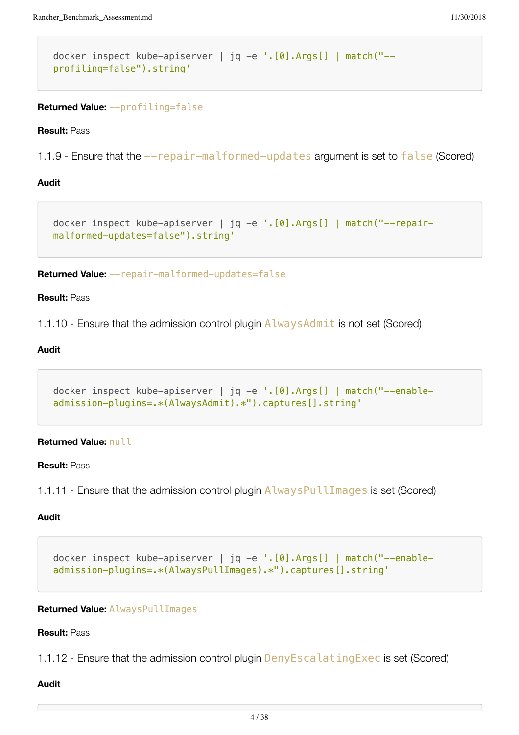```
docker inspect kube-apiserver | jq -e '.[0].Args[] | match("--profiling=false").string'
```

**Returned Value:** `--profiling=false`

**Result:** Pass

1.1.9 - Ensure that the `--repair-malformed-updates` argument is set to `false` (Scored)

**Audit**

```
docker inspect kube-apiserver | jq -e '.[0].Args[] | match("--repair-malformed-updates=false").string'
```

**Returned Value:** `--repair-malformed-updates=false`

**Result:** Pass

1.1.10 - Ensure that the admission control plugin `AlwaysAdmit` is not set (Scored)

**Audit**

```
docker inspect kube-apiserver | jq -e '.[0].Args[] | match("--enable-admission-plugins=.*(AlwaysAdmit).*").captures[].string'
```

**Returned Value:** `null`

**Result:** Pass

1.1.11 - Ensure that the admission control plugin `AlwaysPullImages` is set (Scored)

**Audit**

```
docker inspect kube-apiserver | jq -e '.[0].Args[] | match("--enable-admission-plugins=.*(AlwaysPullImages).*").captures[].string'
```

**Returned Value:** `AlwaysPullImages`

**Result:** Pass

1.1.12 - Ensure that the admission control plugin `DenyEscalatingExec` is set (Scored)

**Audit**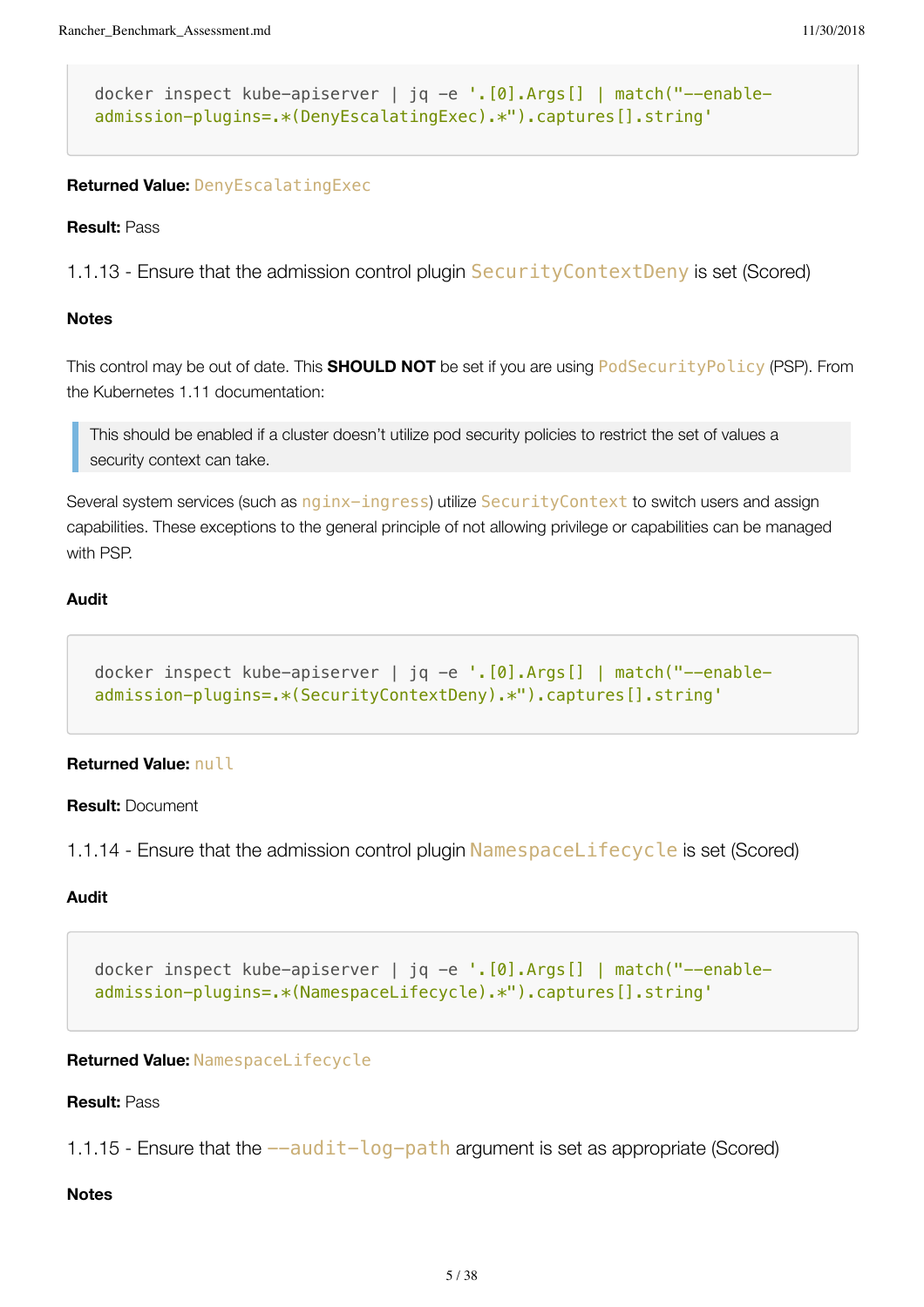```
docker inspect kube-apiserver | jq -e '.[0].Args[] | match("--enable-admission-plugins=.*(DenyEscalatingExec).*").captures[].string'
```

**Returned Value:** `DenyEscalatingExec`

**Result:** Pass

### 1.1.13 - Ensure that the admission control plugin `SecurityContextDeny` is set (Scored)

**Notes**

This control may be out of date. This **SHOULD NOT** be set if you are using `PodSecurityPolicy` (PSP). From the Kubernetes 1.11 documentation:

> This should be enabled if a cluster doesn't utilize pod security policies to restrict the set of values a security context can take.

Several system services (such as `nginx-ingress`) utilize `SecurityContext` to switch users and assign capabilities. These exceptions to the general principle of not allowing privilege or capabilities can be managed with PSP.

**Audit**

```
docker inspect kube-apiserver | jq -e '.[0].Args[] | match("--enable-admission-plugins=.*(SecurityContextDeny).*").captures[].string'
```

**Returned Value:** `null`

**Result:** Document

### 1.1.14 - Ensure that the admission control plugin `NamespaceLifecycle` is set (Scored)

**Audit**

```
docker inspect kube-apiserver | jq -e '.[0].Args[] | match("--enable-admission-plugins=.*(NamespaceLifecycle).*").captures[].string'
```

**Returned Value:** `NamespaceLifecycle`

**Result:** Pass

### 1.1.15 - Ensure that the `--audit-log-path` argument is set as appropriate (Scored)

**Notes**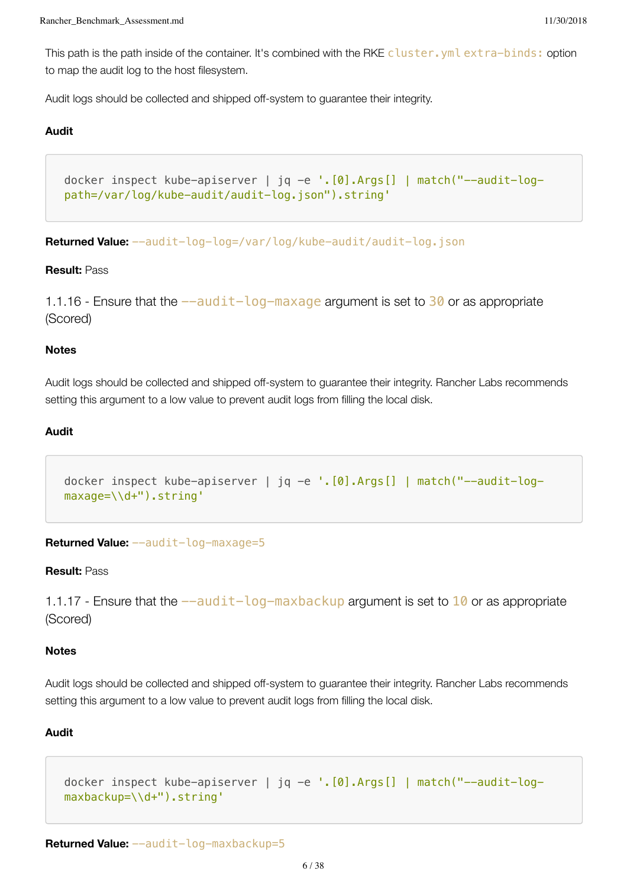This path is the path inside of the container. It's combined with the RKE `cluster.yml` `extra-binds:` option to map the audit log to the host filesystem.

Audit logs should be collected and shipped off-system to guarantee their integrity.

**Audit**

```
docker inspect kube-apiserver | jq -e '.[0].Args[] | match("--audit-log-path=/var/log/kube-audit/audit-log.json").string'
```

**Returned Value:** `--audit-log-log=/var/log/kube-audit/audit-log.json`

**Result:** Pass

1.1.16 - Ensure that the `--audit-log-maxage` argument is set to `30` or as appropriate (Scored)

**Notes**

Audit logs should be collected and shipped off-system to guarantee their integrity. Rancher Labs recommends setting this argument to a low value to prevent audit logs from filling the local disk.

**Audit**

```
docker inspect kube-apiserver | jq -e '.[0].Args[] | match("--audit-log-maxage=\\d+").string'
```

**Returned Value:** `--audit-log-maxage=5`

**Result:** Pass

1.1.17 - Ensure that the `--audit-log-maxbackup` argument is set to `10` or as appropriate (Scored)

**Notes**

Audit logs should be collected and shipped off-system to guarantee their integrity. Rancher Labs recommends setting this argument to a low value to prevent audit logs from filling the local disk.

**Audit**

```
docker inspect kube-apiserver | jq -e '.[0].Args[] | match("--audit-log-maxbackup=\\d+").string'
```

**Returned Value:** `--audit-log-maxbackup=5`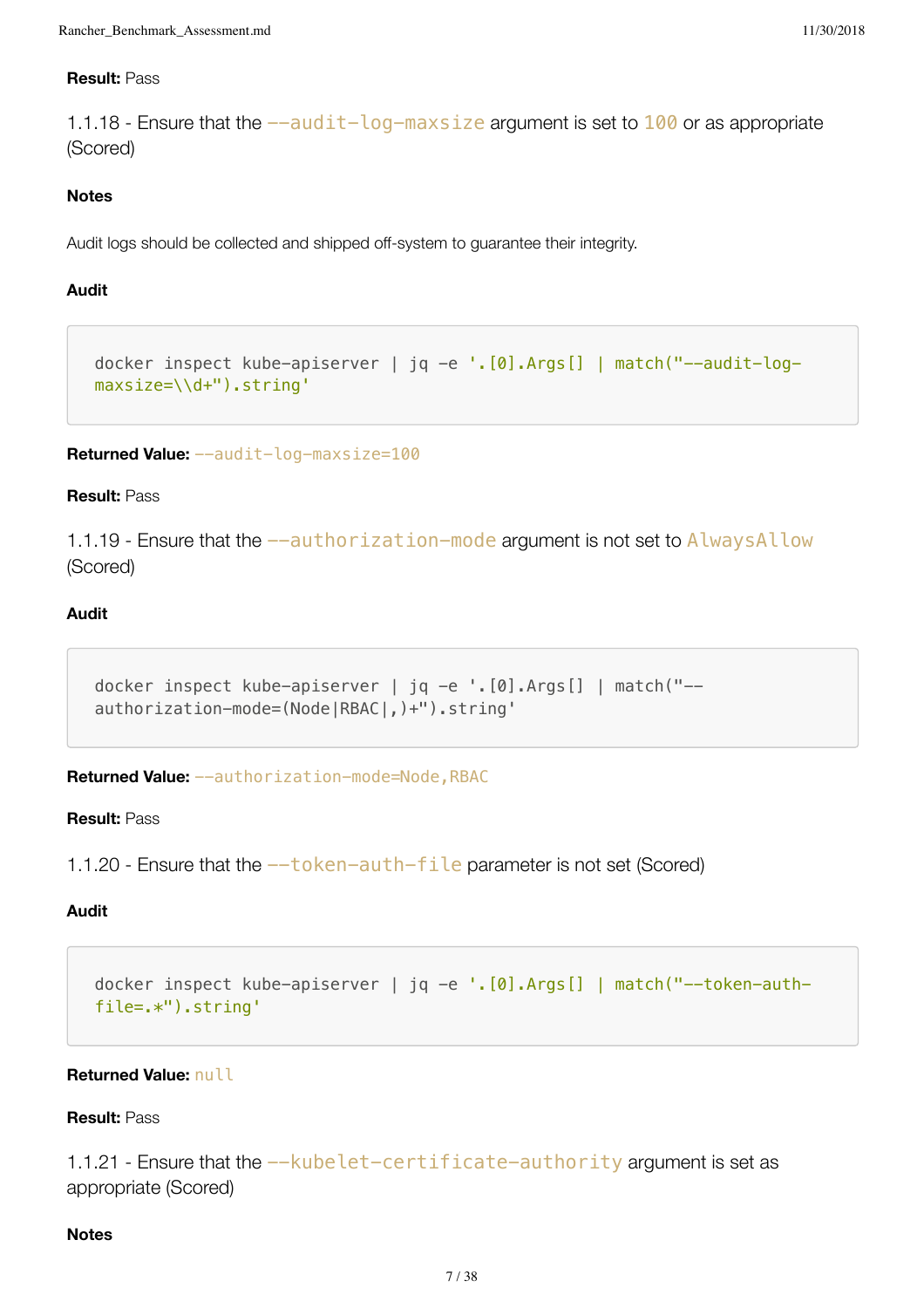**Result:** Pass

1.1.18 - Ensure that the `--audit-log-maxsize` argument is set to `100` or as appropriate (Scored)

**Notes**

Audit logs should be collected and shipped off-system to guarantee their integrity.

**Audit**

```
docker inspect kube-apiserver | jq -e '.[0].Args[] | match("--audit-log-maxsize=\\d+").string'
```

**Returned Value:** `--audit-log-maxsize=100`

**Result:** Pass

1.1.19 - Ensure that the `--authorization-mode` argument is not set to `AlwaysAllow` (Scored)

**Audit**

```
docker inspect kube-apiserver | jq -e '.[0].Args[] | match("--authorization-mode=(Node|RBAC|,)+").string'
```

**Returned Value:** `--authorization-mode=Node,RBAC`

**Result:** Pass

1.1.20 - Ensure that the `--token-auth-file` parameter is not set (Scored)

**Audit**

```
docker inspect kube-apiserver | jq -e '.[0].Args[] | match("--token-auth-file=.*").string'
```

**Returned Value:** `null`

**Result:** Pass

1.1.21 - Ensure that the `--kubelet-certificate-authority` argument is set as appropriate (Scored)

**Notes**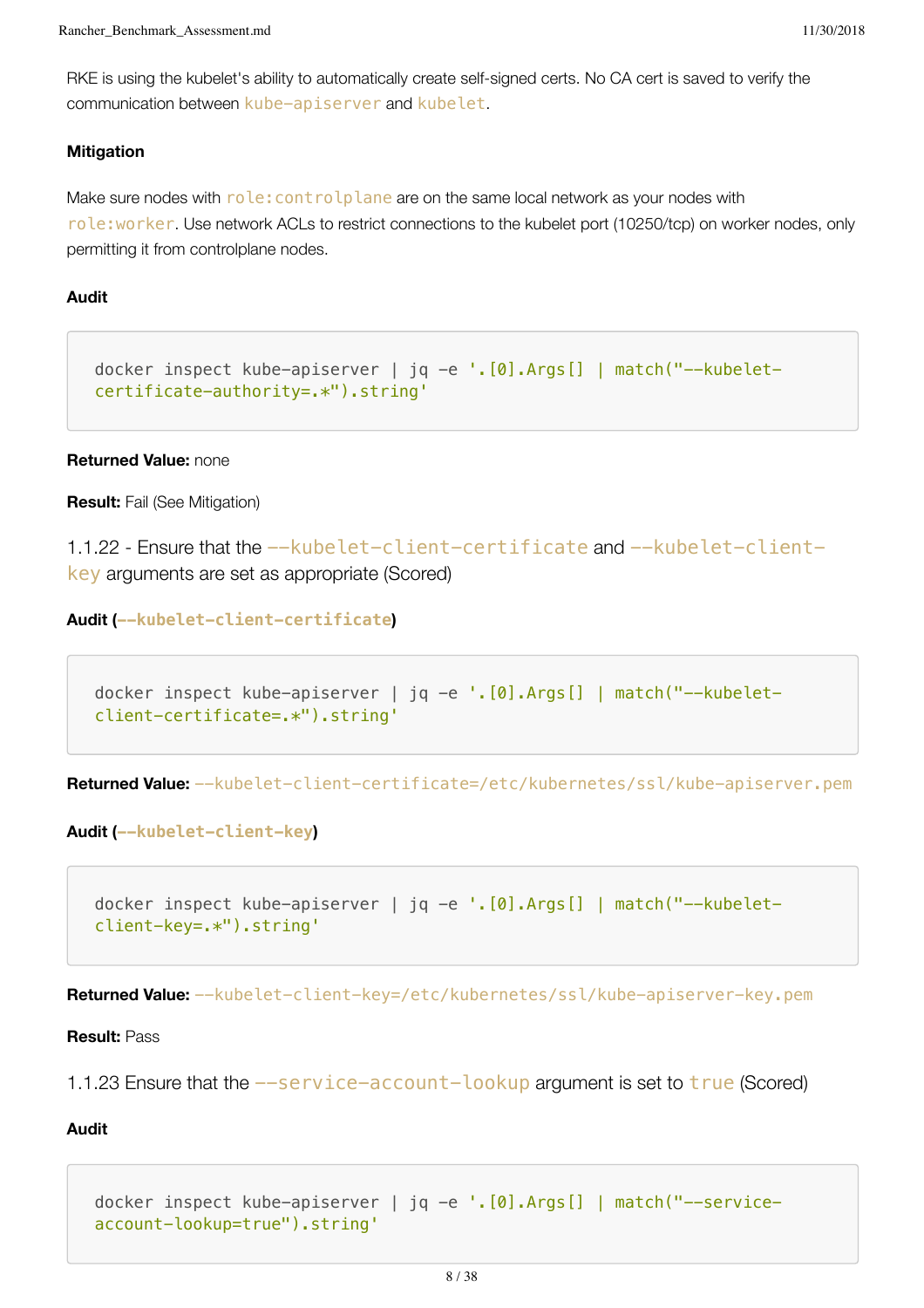RKE is using the kubelet's ability to automatically create self-signed certs. No CA cert is saved to verify the communication between `kube-apiserver` and `kubelet`.

#### Mitigation

Make sure nodes with `role:controlplane` are on the same local network as your nodes with `role:worker`. Use network ACLs to restrict connections to the kubelet port (10250/tcp) on worker nodes, only permitting it from controlplane nodes.

#### Audit

```
docker inspect kube-apiserver | jq -e '.[0].Args[] | match("--kubelet-certificate-authority=.*").string'
```

**Returned Value:** none

**Result:** Fail (See Mitigation)

### 1.1.22 - Ensure that the `--kubelet-client-certificate` and `--kubelet-client-key` arguments are set as appropriate (Scored)

#### Audit (`--kubelet-client-certificate`)

```
docker inspect kube-apiserver | jq -e '.[0].Args[] | match("--kubelet-client-certificate=.*").string'
```

**Returned Value:** `--kubelet-client-certificate=/etc/kubernetes/ssl/kube-apiserver.pem`

#### Audit (`--kubelet-client-key`)

```
docker inspect kube-apiserver | jq -e '.[0].Args[] | match("--kubelet-client-key=.*").string'
```

**Returned Value:** `--kubelet-client-key=/etc/kubernetes/ssl/kube-apiserver-key.pem`

**Result:** Pass

### 1.1.23 Ensure that the `--service-account-lookup` argument is set to `true` (Scored)

#### Audit

```
docker inspect kube-apiserver | jq -e '.[0].Args[] | match("--service-account-lookup=true").string'
```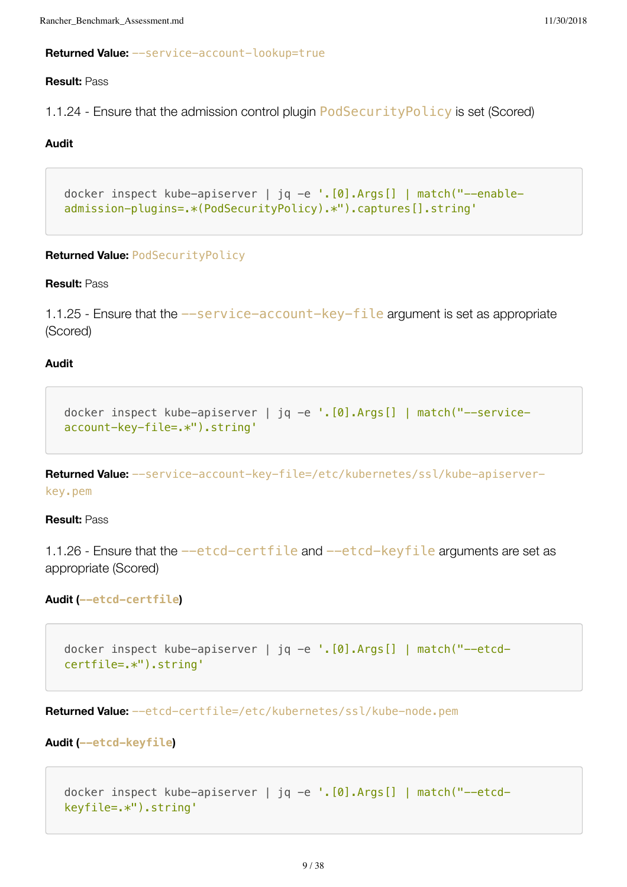**Returned Value:** `--service-account-lookup=true`

**Result:** Pass

### 1.1.24 - Ensure that the admission control plugin `PodSecurityPolicy` is set (Scored)

**Audit**

```
docker inspect kube-apiserver | jq -e '.[0].Args[] | match("--enable-admission-plugins=.*(PodSecurityPolicy).*").captures[].string'
```

**Returned Value:** `PodSecurityPolicy`

**Result:** Pass

### 1.1.25 - Ensure that the `--service-account-key-file` argument is set as appropriate (Scored)

**Audit**

```
docker inspect kube-apiserver | jq -e '.[0].Args[] | match("--service-account-key-file=.*").string'
```

**Returned Value:** `--service-account-key-file=/etc/kubernetes/ssl/kube-apiserver-key.pem`

**Result:** Pass

### 1.1.26 - Ensure that the `--etcd-certfile` and `--etcd-keyfile` arguments are set as appropriate (Scored)

**Audit (`--etcd-certfile`)**

```
docker inspect kube-apiserver | jq -e '.[0].Args[] | match("--etcd-certfile=.*").string'
```

**Returned Value:** `--etcd-certfile=/etc/kubernetes/ssl/kube-node.pem`

**Audit (`--etcd-keyfile`)**

```
docker inspect kube-apiserver | jq -e '.[0].Args[] | match("--etcd-keyfile=.*").string'
```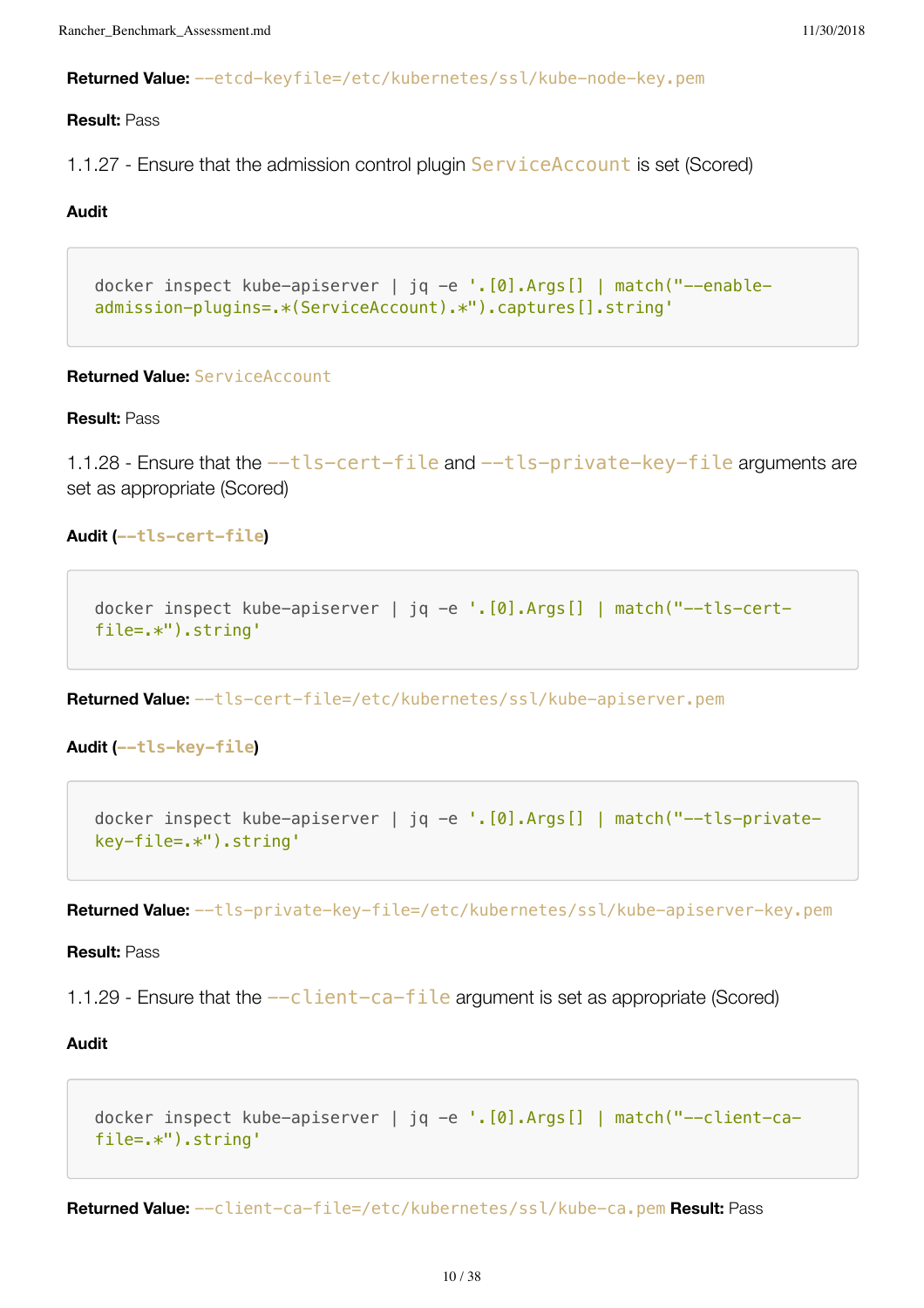**Returned Value:** `--etcd-keyfile=/etc/kubernetes/ssl/kube-node-key.pem`

**Result:** Pass

1.1.27 - Ensure that the admission control plugin `ServiceAccount` is set (Scored)

**Audit**

```
docker inspect kube-apiserver | jq -e '.[0].Args[] | match("--enable-admission-plugins=.*(ServiceAccount).*").captures[].string'
```

**Returned Value:** `ServiceAccount`

**Result:** Pass

1.1.28 - Ensure that the `--tls-cert-file` and `--tls-private-key-file` arguments are set as appropriate (Scored)

**Audit (`--tls-cert-file`)**

```
docker inspect kube-apiserver | jq -e '.[0].Args[] | match("--tls-cert-file=.*").string'
```

**Returned Value:** `--tls-cert-file=/etc/kubernetes/ssl/kube-apiserver.pem`

**Audit (`--tls-key-file`)**

```
docker inspect kube-apiserver | jq -e '.[0].Args[] | match("--tls-private-key-file=.*").string'
```

**Returned Value:** `--tls-private-key-file=/etc/kubernetes/ssl/kube-apiserver-key.pem`

**Result:** Pass

1.1.29 - Ensure that the `--client-ca-file` argument is set as appropriate (Scored)

**Audit**

```
docker inspect kube-apiserver | jq -e '.[0].Args[] | match("--client-ca-file=.*").string'
```

**Returned Value:** `--client-ca-file=/etc/kubernetes/ssl/kube-ca.pem` **Result:** Pass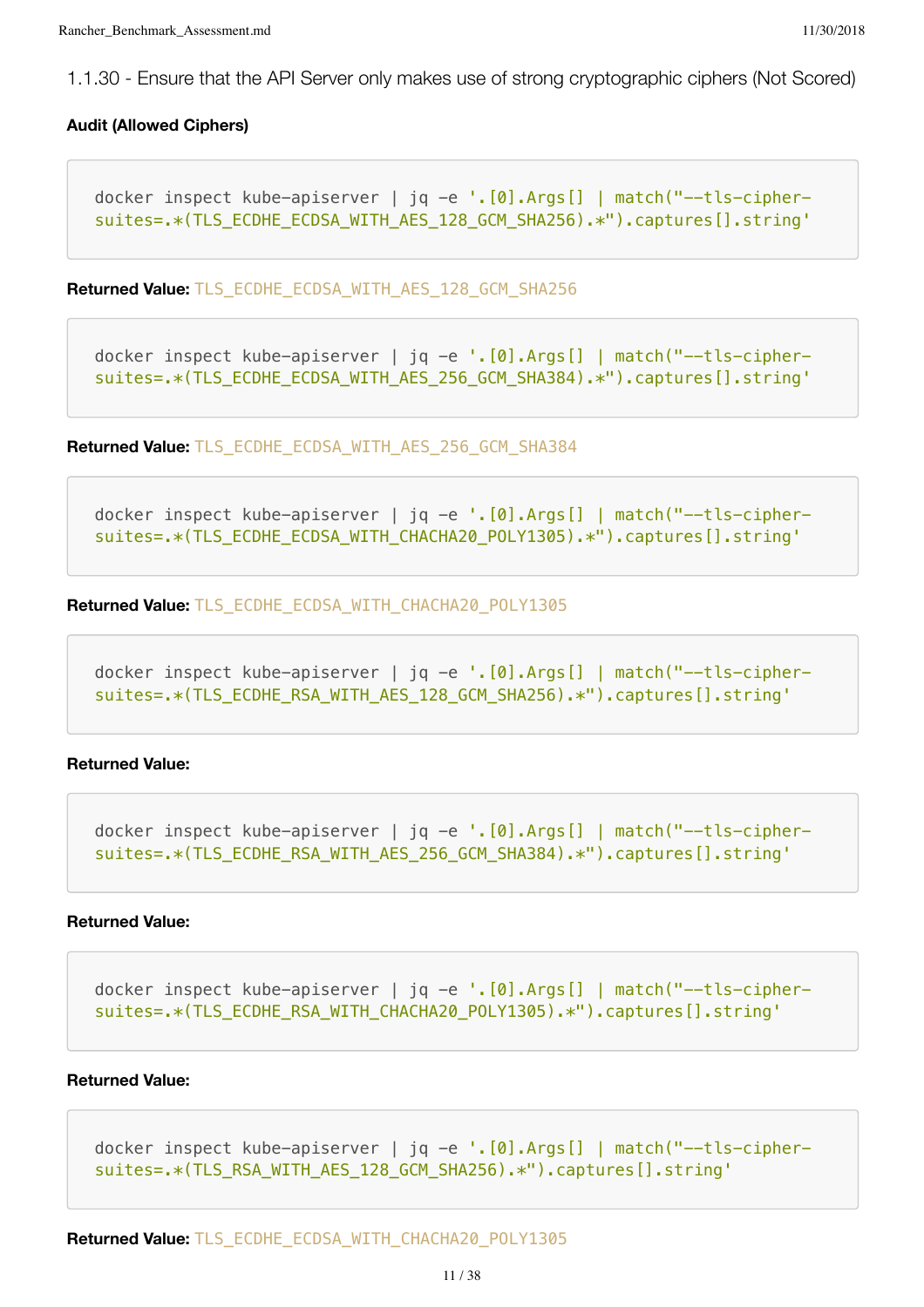### 1.1.30 - Ensure that the API Server only makes use of strong cryptographic ciphers (Not Scored)

**Audit (Allowed Ciphers)**

```
docker inspect kube-apiserver | jq -e '.[0].Args[] | match("--tls-cipher-suites=.*(TLS_ECDHE_ECDSA_WITH_AES_128_GCM_SHA256).*").captures[].string'
```

**Returned Value:** `TLS_ECDHE_ECDSA_WITH_AES_128_GCM_SHA256`

```
docker inspect kube-apiserver | jq -e '.[0].Args[] | match("--tls-cipher-suites=.*(TLS_ECDHE_ECDSA_WITH_AES_256_GCM_SHA384).*").captures[].string'
```

**Returned Value:** `TLS_ECDHE_ECDSA_WITH_AES_256_GCM_SHA384`

```
docker inspect kube-apiserver | jq -e '.[0].Args[] | match("--tls-cipher-suites=.*(TLS_ECDHE_ECDSA_WITH_CHACHA20_POLY1305).*").captures[].string'
```

**Returned Value:** `TLS_ECDHE_ECDSA_WITH_CHACHA20_POLY1305`

```
docker inspect kube-apiserver | jq -e '.[0].Args[] | match("--tls-cipher-suites=.*(TLS_ECDHE_RSA_WITH_AES_128_GCM_SHA256).*").captures[].string'
```

**Returned Value:**

```
docker inspect kube-apiserver | jq -e '.[0].Args[] | match("--tls-cipher-suites=.*(TLS_ECDHE_RSA_WITH_AES_256_GCM_SHA384).*").captures[].string'
```

**Returned Value:**

```
docker inspect kube-apiserver | jq -e '.[0].Args[] | match("--tls-cipher-suites=.*(TLS_ECDHE_RSA_WITH_CHACHA20_POLY1305).*").captures[].string'
```

**Returned Value:**

```
docker inspect kube-apiserver | jq -e '.[0].Args[] | match("--tls-cipher-suites=.*(TLS_RSA_WITH_AES_128_GCM_SHA256).*").captures[].string'
```

**Returned Value:** `TLS_ECDHE_ECDSA_WITH_CHACHA20_POLY1305`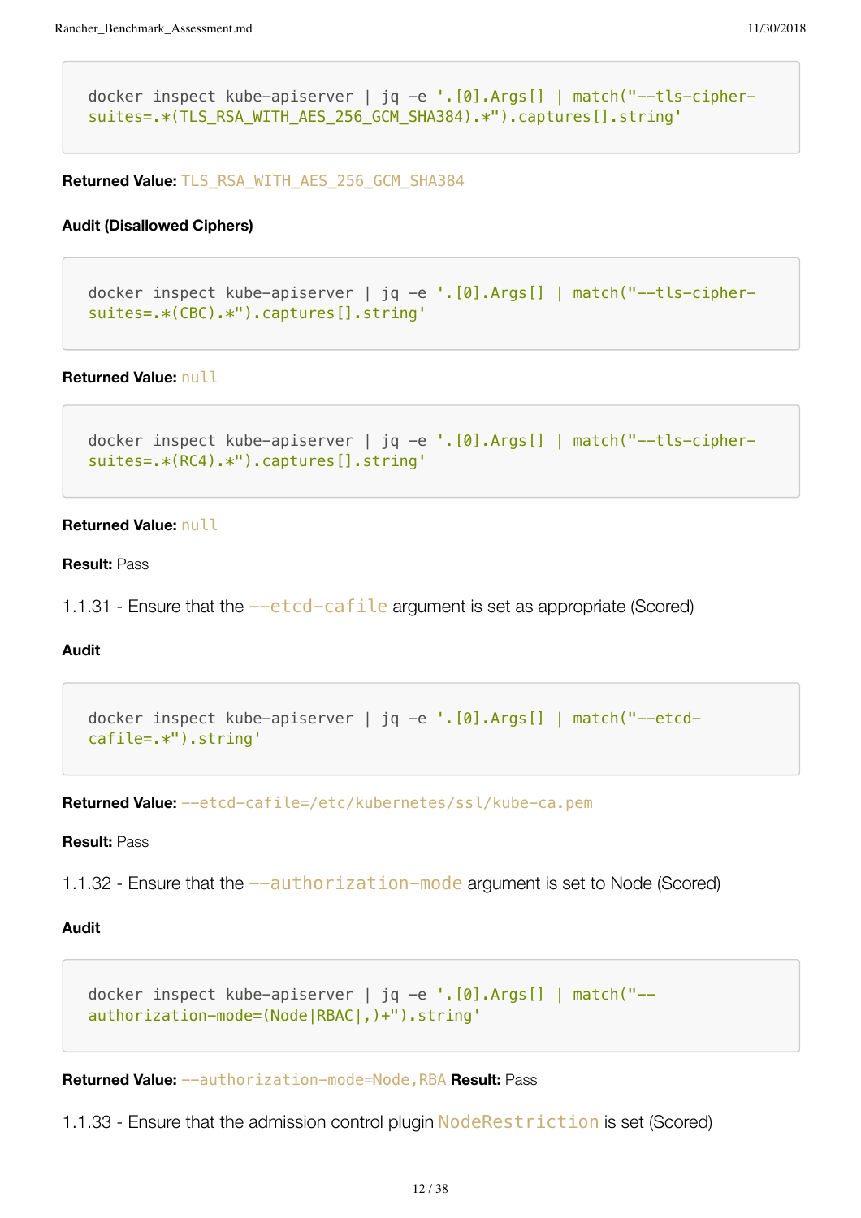```
docker inspect kube-apiserver | jq -e '.[0].Args[] | match("--tls-cipher-suites=.*(TLS_RSA_WITH_AES_256_GCM_SHA384).*").captures[].string'
```

**Returned Value:** `TLS_RSA_WITH_AES_256_GCM_SHA384`

**Audit (Disallowed Ciphers)**

```
docker inspect kube-apiserver | jq -e '.[0].Args[] | match("--tls-cipher-suites=.*(CBC).*").captures[].string'
```

**Returned Value:** `null`

```
docker inspect kube-apiserver | jq -e '.[0].Args[] | match("--tls-cipher-suites=.*(RC4).*").captures[].string'
```

**Returned Value:** `null`

**Result:** Pass

1.1.31 - Ensure that the `--etcd-cafile` argument is set as appropriate (Scored)

**Audit**

```
docker inspect kube-apiserver | jq -e '.[0].Args[] | match("--etcd-cafile=.*").string'
```

**Returned Value:** `--etcd-cafile=/etc/kubernetes/ssl/kube-ca.pem`

**Result:** Pass

1.1.32 - Ensure that the `--authorization-mode` argument is set to Node (Scored)

**Audit**

```
docker inspect kube-apiserver | jq -e '.[0].Args[] | match("--authorization-mode=(Node|RBAC|,)+").string'
```

**Returned Value:** `--authorization-mode=Node,RBA` **Result:** Pass

1.1.33 - Ensure that the admission control plugin `NodeRestriction` is set (Scored)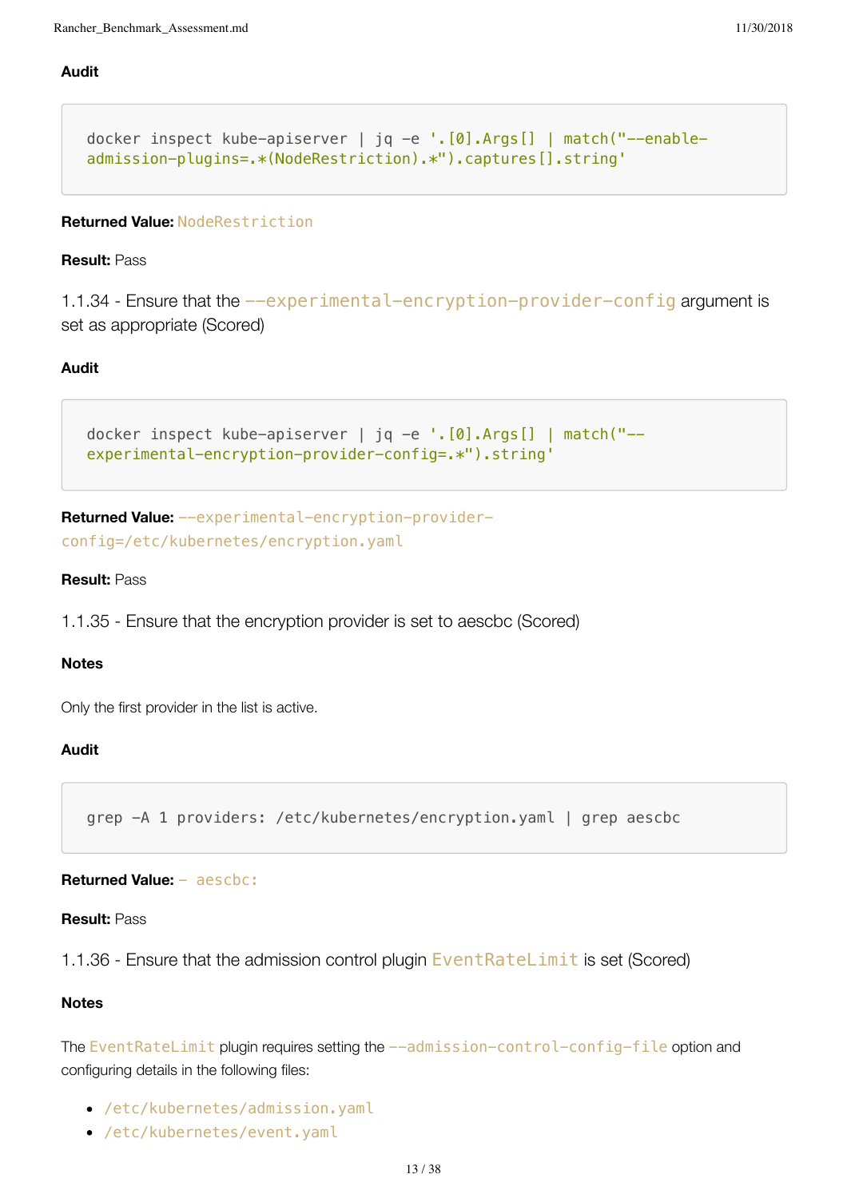**Audit**

```
docker inspect kube-apiserver | jq -e '.[0].Args[] | match("--enable-admission-plugins=.*(NodeRestriction).*").captures[].string'
```

**Returned Value:** `NodeRestriction`

**Result:** Pass

1.1.34 - Ensure that the `--experimental-encryption-provider-config` argument is set as appropriate (Scored)

**Audit**

```
docker inspect kube-apiserver | jq -e '.[0].Args[] | match("--experimental-encryption-provider-config=.*").string'
```

**Returned Value:** `--experimental-encryption-provider-config=/etc/kubernetes/encryption.yaml`

**Result:** Pass

1.1.35 - Ensure that the encryption provider is set to aescbc (Scored)

**Notes**

Only the first provider in the list is active.

**Audit**

```
grep -A 1 providers: /etc/kubernetes/encryption.yaml | grep aescbc
```

**Returned Value:** `- aescbc:`

**Result:** Pass

1.1.36 - Ensure that the admission control plugin `EventRateLimit` is set (Scored)

**Notes**

The `EventRateLimit` plugin requires setting the `--admission-control-config-file` option and configuring details in the following files:

- `/etc/kubernetes/admission.yaml`
- `/etc/kubernetes/event.yaml`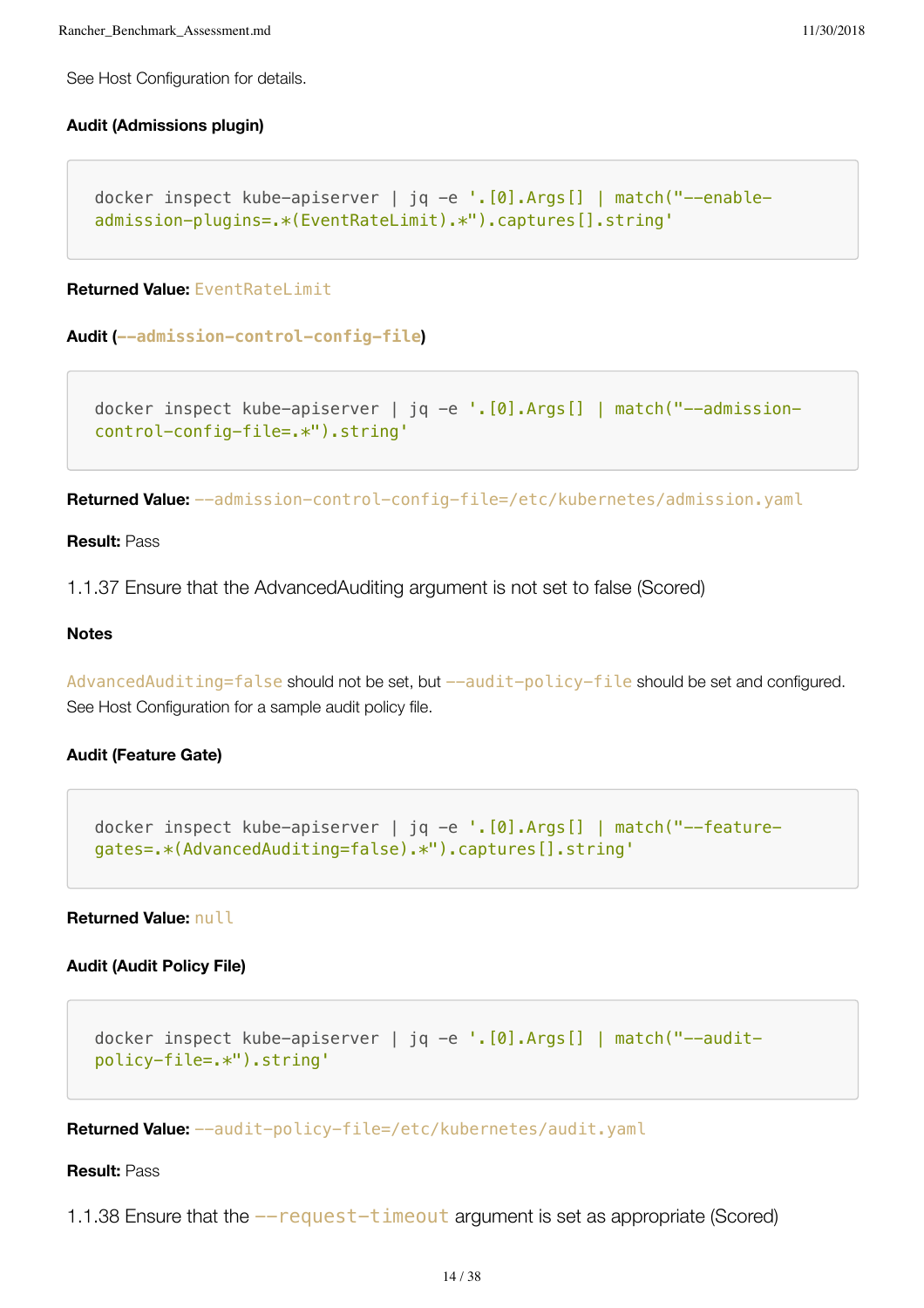See Host Configuration for details.

**Audit (Admissions plugin)**

```
docker inspect kube-apiserver | jq -e '.[0].Args[] | match("--enable-admission-plugins=.*(EventRateLimit).*").captures[].string'
```

**Returned Value:** `EventRateLimit`

**Audit (`--admission-control-config-file`)**

```
docker inspect kube-apiserver | jq -e '.[0].Args[] | match("--admission-control-config-file=.*").string'
```

**Returned Value:** `--admission-control-config-file=/etc/kubernetes/admission.yaml`

**Result:** Pass

### 1.1.37 Ensure that the AdvancedAuditing argument is not set to false (Scored)

**Notes**

`AdvancedAuditing=false` should not be set, but `--audit-policy-file` should be set and configured. See Host Configuration for a sample audit policy file.

**Audit (Feature Gate)**

```
docker inspect kube-apiserver | jq -e '.[0].Args[] | match("--feature-gates=.*(AdvancedAuditing=false).*").captures[].string'
```

**Returned Value:** `null`

**Audit (Audit Policy File)**

```
docker inspect kube-apiserver | jq -e '.[0].Args[] | match("--audit-policy-file=.*").string'
```

**Returned Value:** `--audit-policy-file=/etc/kubernetes/audit.yaml`

**Result:** Pass

### 1.1.38 Ensure that the `--request-timeout` argument is set as appropriate (Scored)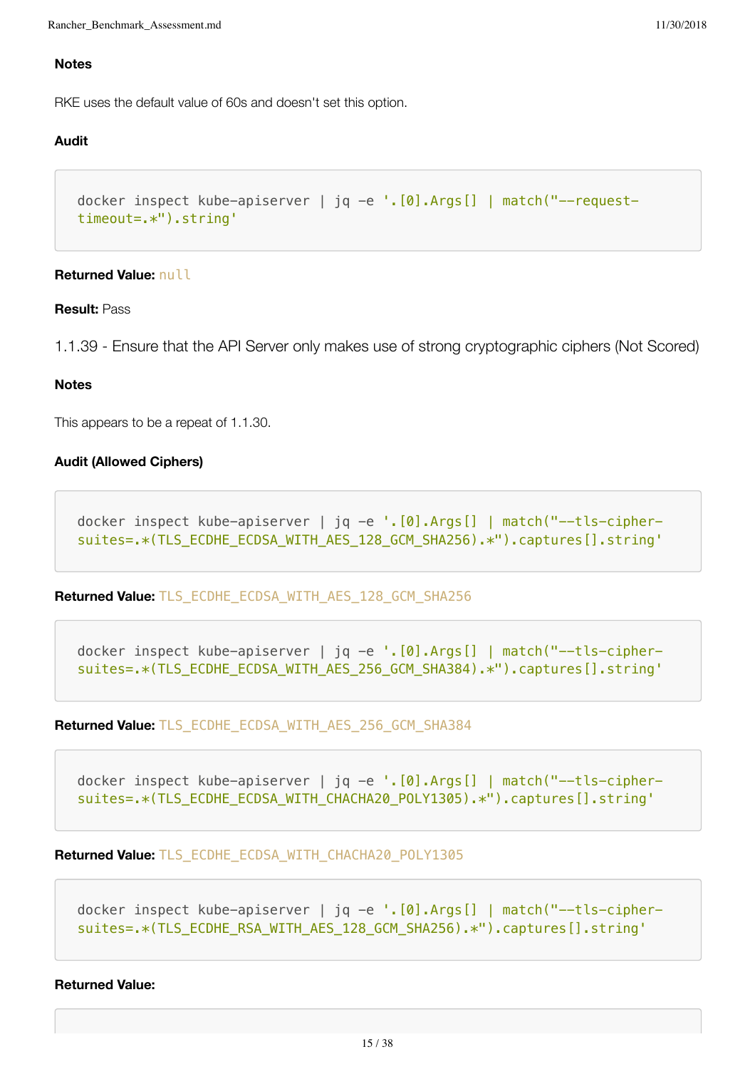#### Notes

RKE uses the default value of 60s and doesn't set this option.

#### Audit

```
docker inspect kube-apiserver | jq -e '.[0].Args[] | match("--request-timeout=.*").string'
```

**Returned Value:** `null`

**Result:** Pass

### 1.1.39 - Ensure that the API Server only makes use of strong cryptographic ciphers (Not Scored)

#### Notes

This appears to be a repeat of 1.1.30.

#### Audit (Allowed Ciphers)

```
docker inspect kube-apiserver | jq -e '.[0].Args[] | match("--tls-cipher-suites=.*(TLS_ECDHE_ECDSA_WITH_AES_128_GCM_SHA256).*").captures[].string'
```

**Returned Value:** `TLS_ECDHE_ECDSA_WITH_AES_128_GCM_SHA256`

```
docker inspect kube-apiserver | jq -e '.[0].Args[] | match("--tls-cipher-suites=.*(TLS_ECDHE_ECDSA_WITH_AES_256_GCM_SHA384).*").captures[].string'
```

**Returned Value:** `TLS_ECDHE_ECDSA_WITH_AES_256_GCM_SHA384`

```
docker inspect kube-apiserver | jq -e '.[0].Args[] | match("--tls-cipher-suites=.*(TLS_ECDHE_ECDSA_WITH_CHACHA20_POLY1305).*").captures[].string'
```

**Returned Value:** `TLS_ECDHE_ECDSA_WITH_CHACHA20_POLY1305`

```
docker inspect kube-apiserver | jq -e '.[0].Args[] | match("--tls-cipher-suites=.*(TLS_ECDHE_RSA_WITH_AES_128_GCM_SHA256).*").captures[].string'
```

**Returned Value:**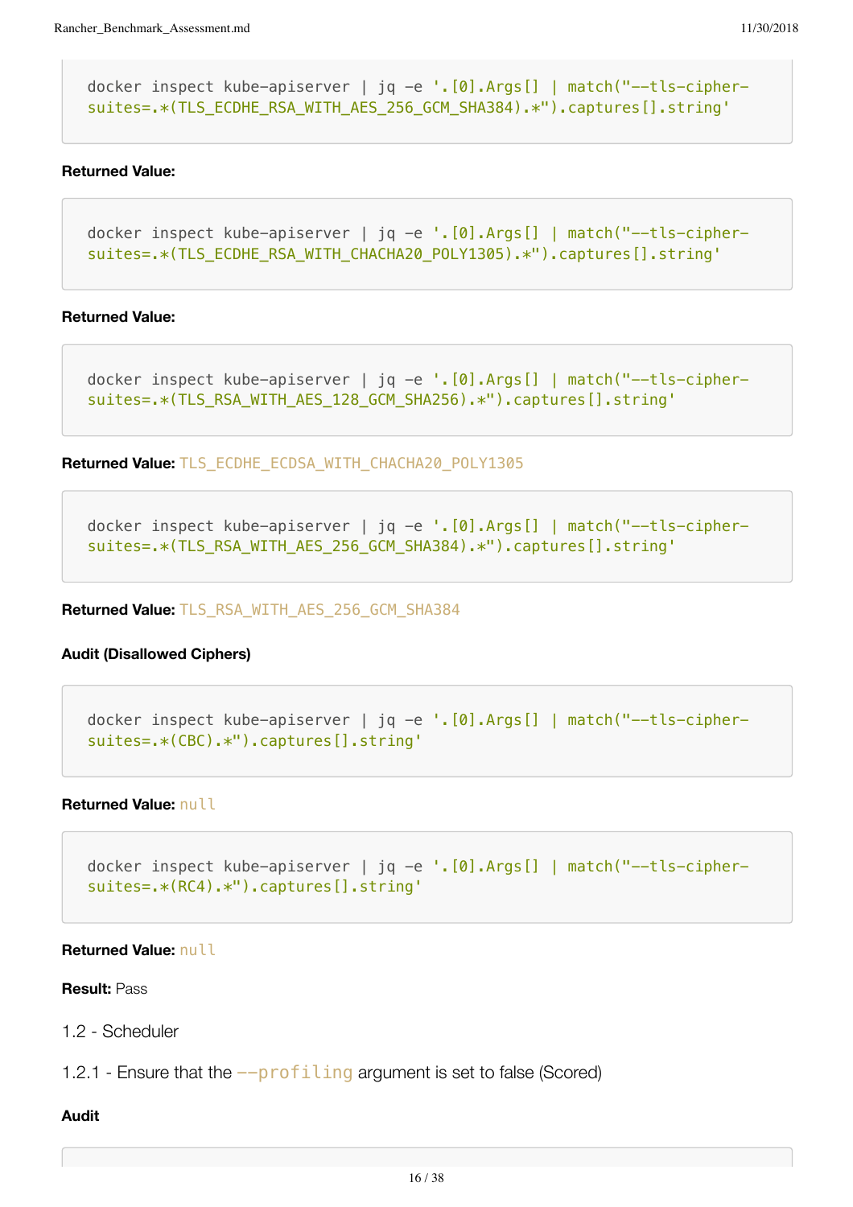```
docker inspect kube-apiserver | jq -e '.[0].Args[] | match("--tls-cipher-suites=.*(TLS_ECDHE_RSA_WITH_AES_256_GCM_SHA384).*").captures[].string'
```

**Returned Value:**

```
docker inspect kube-apiserver | jq -e '.[0].Args[] | match("--tls-cipher-suites=.*(TLS_ECDHE_RSA_WITH_CHACHA20_POLY1305).*").captures[].string'
```

**Returned Value:**

```
docker inspect kube-apiserver | jq -e '.[0].Args[] | match("--tls-cipher-suites=.*(TLS_RSA_WITH_AES_128_GCM_SHA256).*").captures[].string'
```

**Returned Value:** `TLS_ECDHE_ECDSA_WITH_CHACHA20_POLY1305`

```
docker inspect kube-apiserver | jq -e '.[0].Args[] | match("--tls-cipher-suites=.*(TLS_RSA_WITH_AES_256_GCM_SHA384).*").captures[].string'
```

**Returned Value:** `TLS_RSA_WITH_AES_256_GCM_SHA384`

**Audit (Disallowed Ciphers)**

```
docker inspect kube-apiserver | jq -e '.[0].Args[] | match("--tls-cipher-suites=.*(CBC).*").captures[].string'
```

**Returned Value:** `null`

```
docker inspect kube-apiserver | jq -e '.[0].Args[] | match("--tls-cipher-suites=.*(RC4).*").captures[].string'
```

**Returned Value:** `null`

**Result:** Pass

1.2 - Scheduler

1.2.1 - Ensure that the `--profiling` argument is set to false (Scored)

**Audit**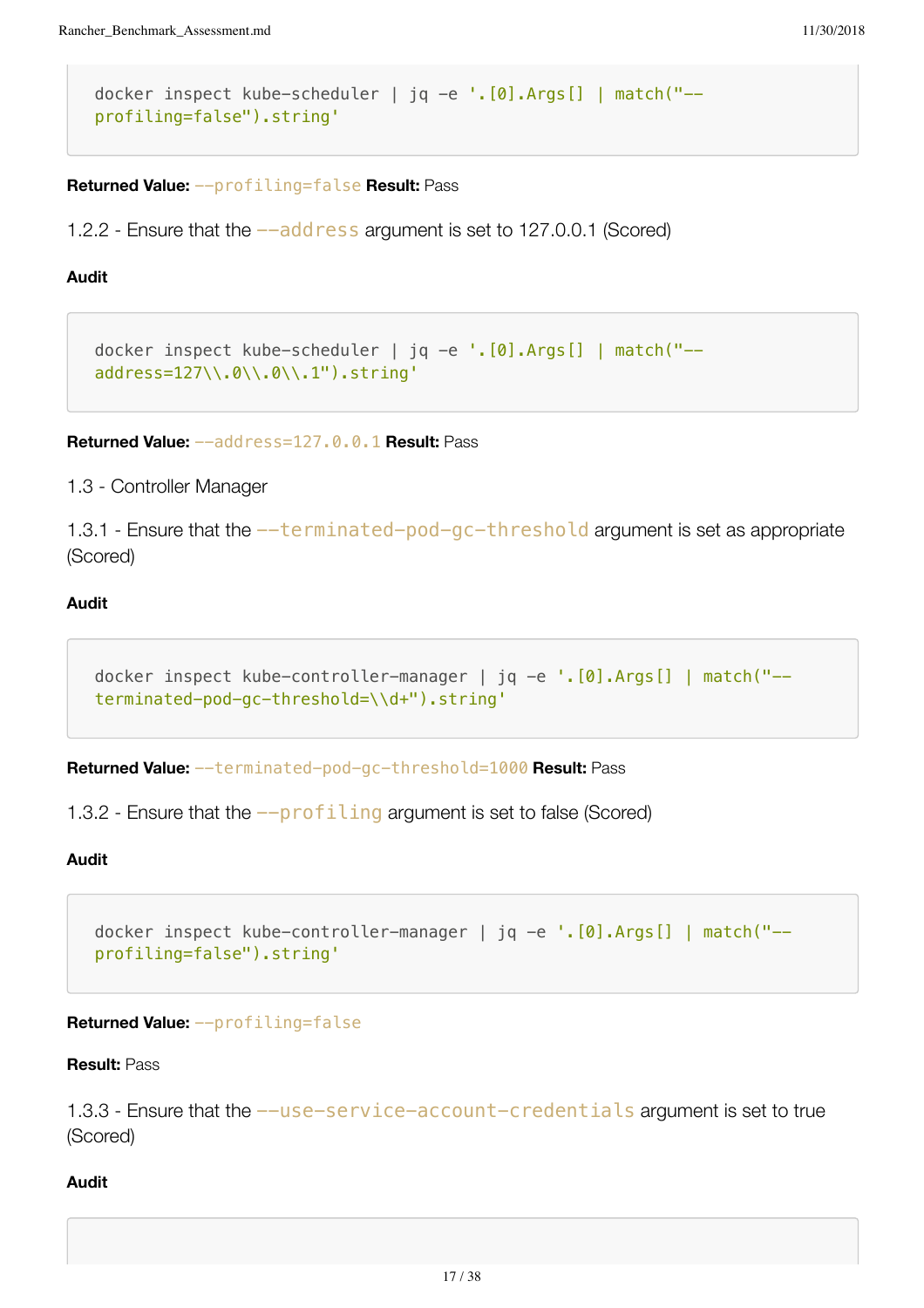```
docker inspect kube-scheduler | jq -e '.[0].Args[] | match("--profiling=false").string'
```

**Returned Value:** `--profiling=false` **Result:** Pass

1.2.2 - Ensure that the `--address` argument is set to 127.0.0.1 (Scored)

**Audit**

```
docker inspect kube-scheduler | jq -e '.[0].Args[] | match("--address=127\\.0\\.0\\.1").string'
```

**Returned Value:** `--address=127.0.0.1` **Result:** Pass

1.3 - Controller Manager

1.3.1 - Ensure that the `--terminated-pod-gc-threshold` argument is set as appropriate (Scored)

**Audit**

```
docker inspect kube-controller-manager | jq -e '.[0].Args[] | match("--terminated-pod-gc-threshold=\\d+").string'
```

**Returned Value:** `--terminated-pod-gc-threshold=1000` **Result:** Pass

1.3.2 - Ensure that the `--profiling` argument is set to false (Scored)

**Audit**

```
docker inspect kube-controller-manager | jq -e '.[0].Args[] | match("--profiling=false").string'
```

**Returned Value:** `--profiling=false`

**Result:** Pass

1.3.3 - Ensure that the `--use-service-account-credentials` argument is set to true (Scored)

**Audit**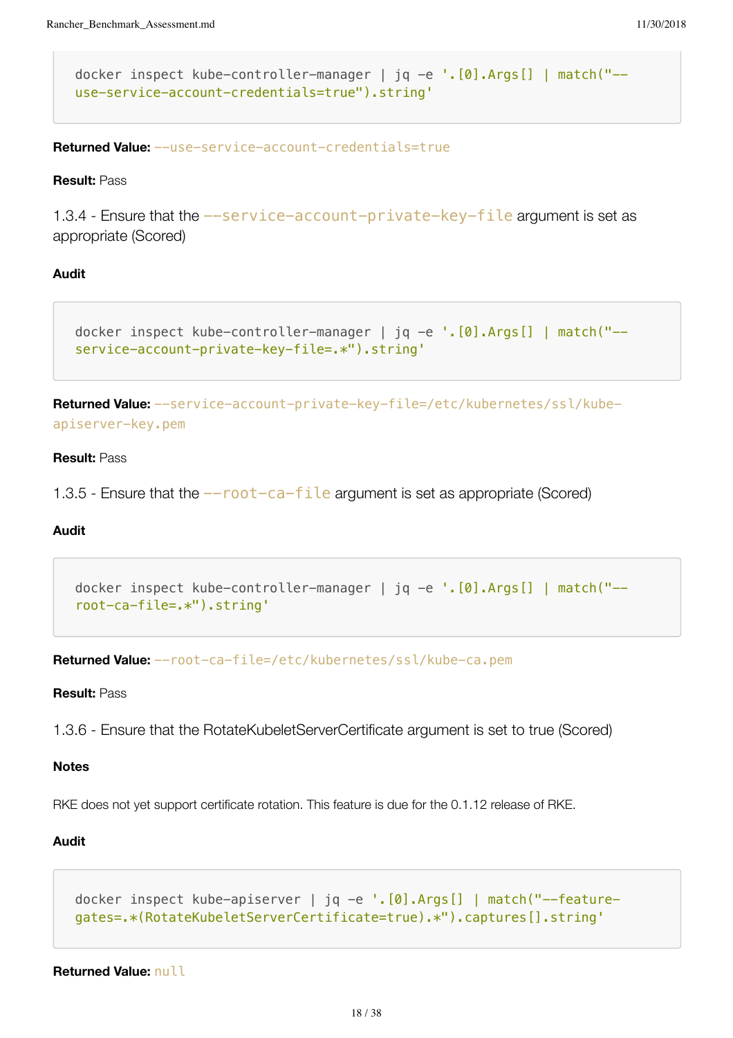```
docker inspect kube-controller-manager | jq -e '.[0].Args[] | match("--use-service-account-credentials=true").string'
```

**Returned Value:** `--use-service-account-credentials=true`

**Result:** Pass

### 1.3.4 - Ensure that the `--service-account-private-key-file` argument is set as appropriate (Scored)

**Audit**

```
docker inspect kube-controller-manager | jq -e '.[0].Args[] | match("--service-account-private-key-file=.*").string'
```

**Returned Value:** `--service-account-private-key-file=/etc/kubernetes/ssl/kube-apiserver-key.pem`

**Result:** Pass

### 1.3.5 - Ensure that the `--root-ca-file` argument is set as appropriate (Scored)

**Audit**

```
docker inspect kube-controller-manager | jq -e '.[0].Args[] | match("--root-ca-file=.*").string'
```

**Returned Value:** `--root-ca-file=/etc/kubernetes/ssl/kube-ca.pem`

**Result:** Pass

### 1.3.6 - Ensure that the RotateKubeletServerCertificate argument is set to true (Scored)

**Notes**

RKE does not yet support certificate rotation. This feature is due for the 0.1.12 release of RKE.

**Audit**

```
docker inspect kube-apiserver | jq -e '.[0].Args[] | match("--feature-gates=.*(RotateKubeletServerCertificate=true).*").captures[].string'
```

**Returned Value:** `null`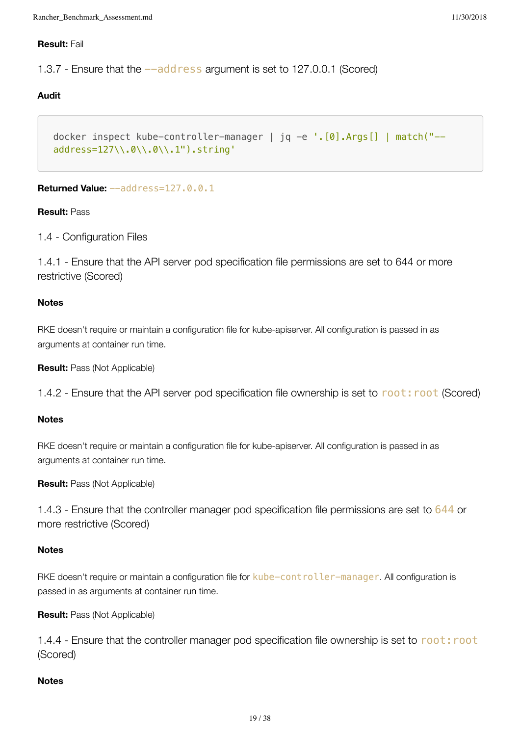**Result:** Fail

1.3.7 - Ensure that the `--address` argument is set to 127.0.0.1 (Scored)

**Audit**

```
docker inspect kube-controller-manager | jq -e '.[0].Args[] | match("--address=127\\.0\\.0\\.1").string'
```

**Returned Value:** `--address=127.0.0.1`

**Result:** Pass

1.4 - Configuration Files

1.4.1 - Ensure that the API server pod specification file permissions are set to 644 or more restrictive (Scored)

**Notes**

RKE doesn't require or maintain a configuration file for kube-apiserver. All configuration is passed in as arguments at container run time.

**Result:** Pass (Not Applicable)

1.4.2 - Ensure that the API server pod specification file ownership is set to `root:root` (Scored)

**Notes**

RKE doesn't require or maintain a configuration file for kube-apiserver. All configuration is passed in as arguments at container run time.

**Result:** Pass (Not Applicable)

1.4.3 - Ensure that the controller manager pod specification file permissions are set to `644` or more restrictive (Scored)

**Notes**

RKE doesn't require or maintain a configuration file for `kube-controller-manager`. All configuration is passed in as arguments at container run time.

**Result:** Pass (Not Applicable)

1.4.4 - Ensure that the controller manager pod specification file ownership is set to `root:root` (Scored)

**Notes**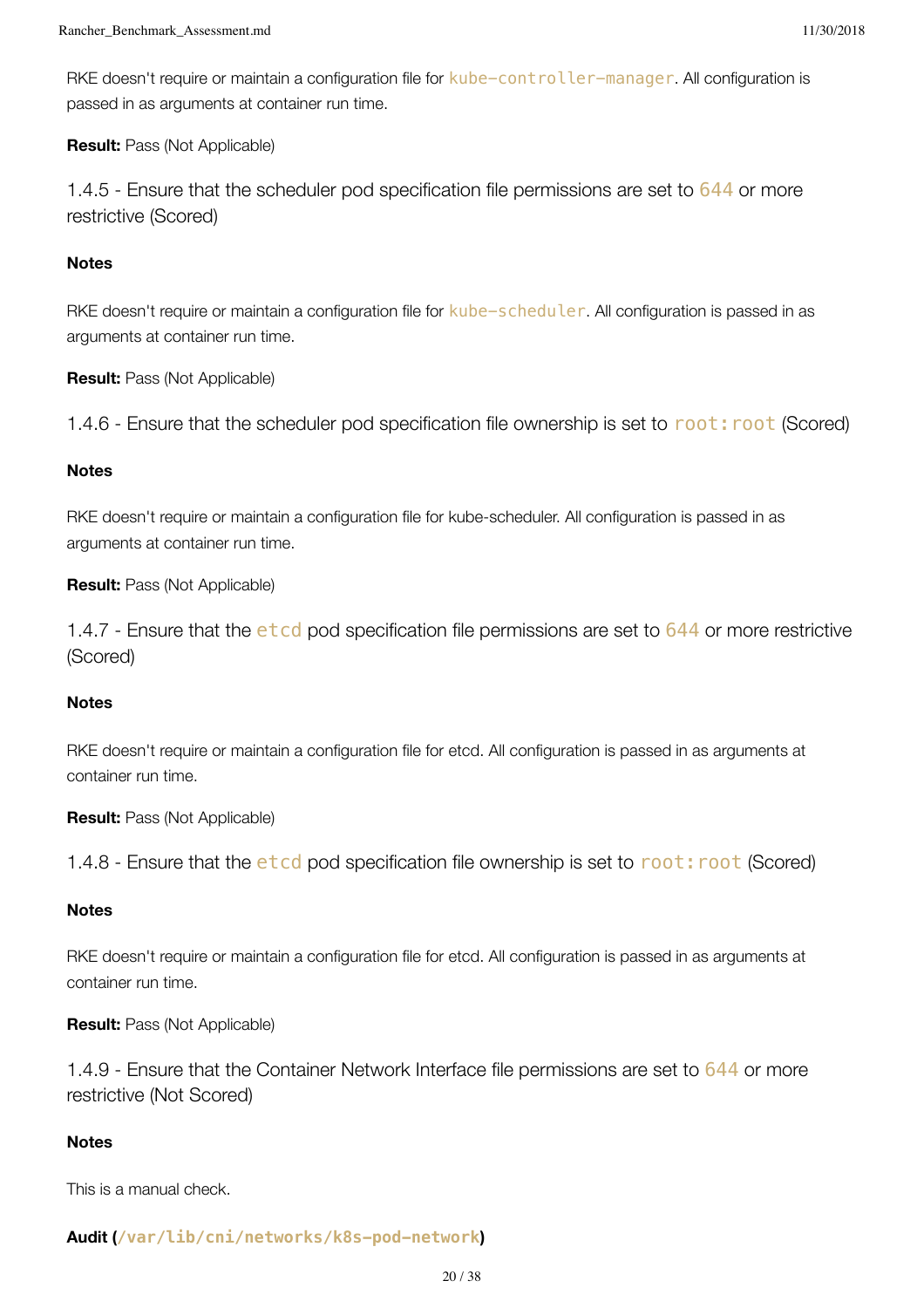RKE doesn't require or maintain a configuration file for `kube-controller-manager`. All configuration is passed in as arguments at container run time.

**Result:** Pass (Not Applicable)

#### 1.4.5 - Ensure that the scheduler pod specification file permissions are set to `644` or more restrictive (Scored)

**Notes**

RKE doesn't require or maintain a configuration file for `kube-scheduler`. All configuration is passed in as arguments at container run time.

**Result:** Pass (Not Applicable)

#### 1.4.6 - Ensure that the scheduler pod specification file ownership is set to `root:root` (Scored)

**Notes**

RKE doesn't require or maintain a configuration file for kube-scheduler. All configuration is passed in as arguments at container run time.

**Result:** Pass (Not Applicable)

#### 1.4.7 - Ensure that the `etcd` pod specification file permissions are set to `644` or more restrictive (Scored)

**Notes**

RKE doesn't require or maintain a configuration file for etcd. All configuration is passed in as arguments at container run time.

**Result:** Pass (Not Applicable)

#### 1.4.8 - Ensure that the `etcd` pod specification file ownership is set to `root:root` (Scored)

**Notes**

RKE doesn't require or maintain a configuration file for etcd. All configuration is passed in as arguments at container run time.

**Result:** Pass (Not Applicable)

#### 1.4.9 - Ensure that the Container Network Interface file permissions are set to `644` or more restrictive (Not Scored)

**Notes**

This is a manual check.

**Audit (`/var/lib/cni/networks/k8s-pod-network`)**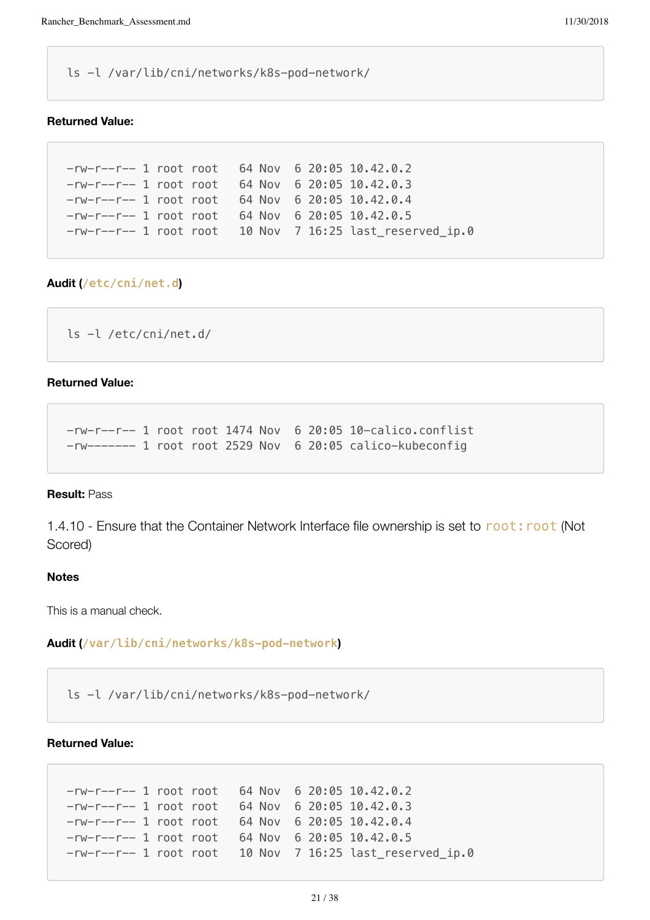```
ls -l /var/lib/cni/networks/k8s-pod-network/
```

**Returned Value:**

```
-rw-r--r-- 1 root root   64 Nov  6 20:05 10.42.0.2
-rw-r--r-- 1 root root   64 Nov  6 20:05 10.42.0.3
-rw-r--r-- 1 root root   64 Nov  6 20:05 10.42.0.4
-rw-r--r-- 1 root root   64 Nov  6 20:05 10.42.0.5
-rw-r--r-- 1 root root   10 Nov  7 16:25 last_reserved_ip.0
```

**Audit (`/etc/cni/net.d`)**

```
ls -l /etc/cni/net.d/
```

**Returned Value:**

```
-rw-r--r-- 1 root root 1474 Nov  6 20:05 10-calico.conflist
-rw------- 1 root root 2529 Nov  6 20:05 calico-kubeconfig
```

**Result:** Pass

1.4.10 - Ensure that the Container Network Interface file ownership is set to `root:root` (Not Scored)

**Notes**

This is a manual check.

**Audit (`/var/lib/cni/networks/k8s-pod-network`)**

```
ls -l /var/lib/cni/networks/k8s-pod-network/
```

**Returned Value:**

```
-rw-r--r-- 1 root root   64 Nov  6 20:05 10.42.0.2
-rw-r--r-- 1 root root   64 Nov  6 20:05 10.42.0.3
-rw-r--r-- 1 root root   64 Nov  6 20:05 10.42.0.4
-rw-r--r-- 1 root root   64 Nov  6 20:05 10.42.0.5
-rw-r--r-- 1 root root   10 Nov  7 16:25 last_reserved_ip.0
```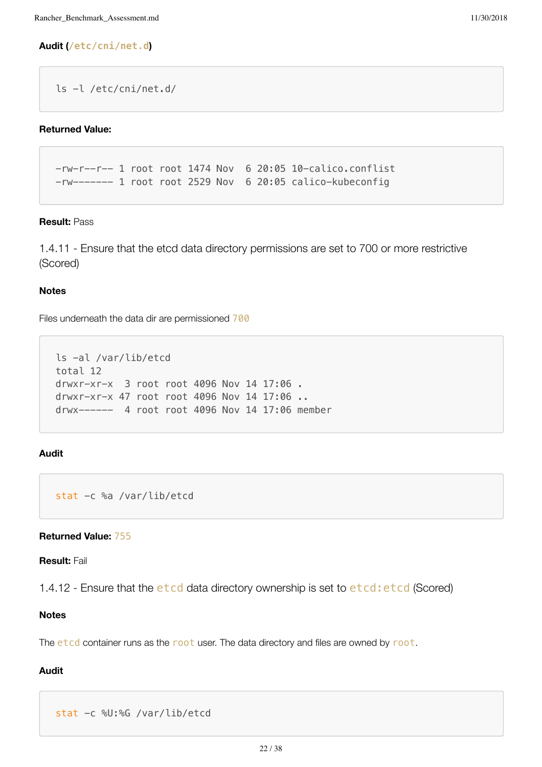**Audit (`/etc/cni/net.d`)**

```
ls -l /etc/cni/net.d/
```

**Returned Value:**

```
-rw-r--r-- 1 root root 1474 Nov  6 20:05 10-calico.conflist
-rw------- 1 root root 2529 Nov  6 20:05 calico-kubeconfig
```

**Result:** Pass

### 1.4.11 - Ensure that the etcd data directory permissions are set to 700 or more restrictive (Scored)

**Notes**

Files underneath the data dir are permissioned `700`

```
ls -al /var/lib/etcd
total 12
drwxr-xr-x  3 root root 4096 Nov 14 17:06 .
drwxr-xr-x 47 root root 4096 Nov 14 17:06 ..
drwx------  4 root root 4096 Nov 14 17:06 member
```

**Audit**

```
stat -c %a /var/lib/etcd
```

**Returned Value:** `755`

**Result:** Fail

### 1.4.12 - Ensure that the `etcd` data directory ownership is set to `etcd:etcd` (Scored)

**Notes**

The `etcd` container runs as the `root` user. The data directory and files are owned by `root`.

**Audit**

```
stat -c %U:%G /var/lib/etcd
```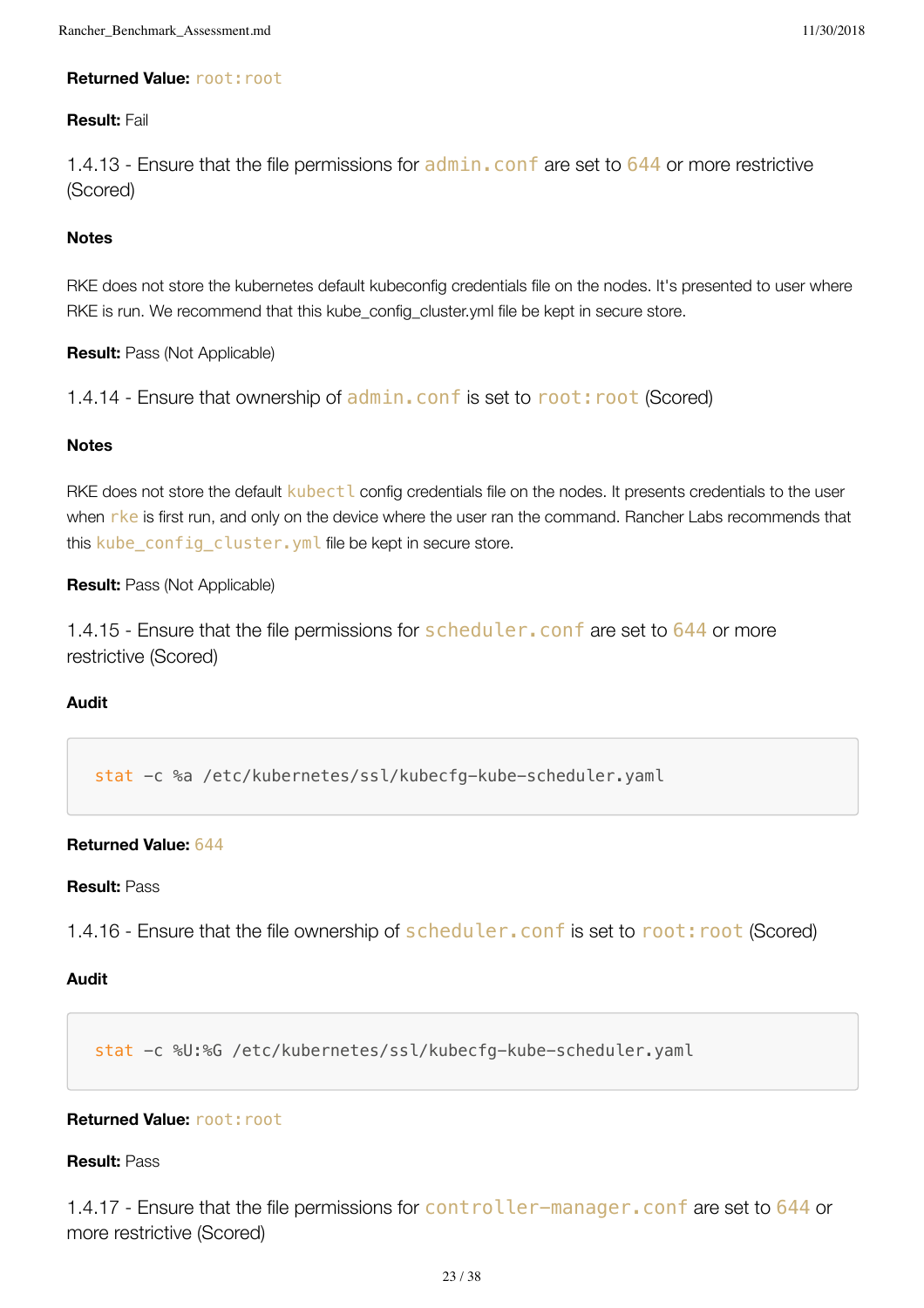**Returned Value:** `root:root`

**Result:** Fail

### 1.4.13 - Ensure that the file permissions for `admin.conf` are set to `644` or more restrictive (Scored)

**Notes**

RKE does not store the kubernetes default kubeconfig credentials file on the nodes. It's presented to user where RKE is run. We recommend that this kube_config_cluster.yml file be kept in secure store.

**Result:** Pass (Not Applicable)

### 1.4.14 - Ensure that ownership of `admin.conf` is set to `root:root` (Scored)

**Notes**

RKE does not store the default `kubectl` config credentials file on the nodes. It presents credentials to the user when `rke` is first run, and only on the device where the user ran the command. Rancher Labs recommends that this `kube_config_cluster.yml` file be kept in secure store.

**Result:** Pass (Not Applicable)

### 1.4.15 - Ensure that the file permissions for `scheduler.conf` are set to `644` or more restrictive (Scored)

**Audit**

```
stat -c %a /etc/kubernetes/ssl/kubecfg-kube-scheduler.yaml
```

**Returned Value:** `644`

**Result:** Pass

### 1.4.16 - Ensure that the file ownership of `scheduler.conf` is set to `root:root` (Scored)

**Audit**

```
stat -c %U:%G /etc/kubernetes/ssl/kubecfg-kube-scheduler.yaml
```

**Returned Value:** `root:root`

**Result:** Pass

### 1.4.17 - Ensure that the file permissions for `controller-manager.conf` are set to `644` or more restrictive (Scored)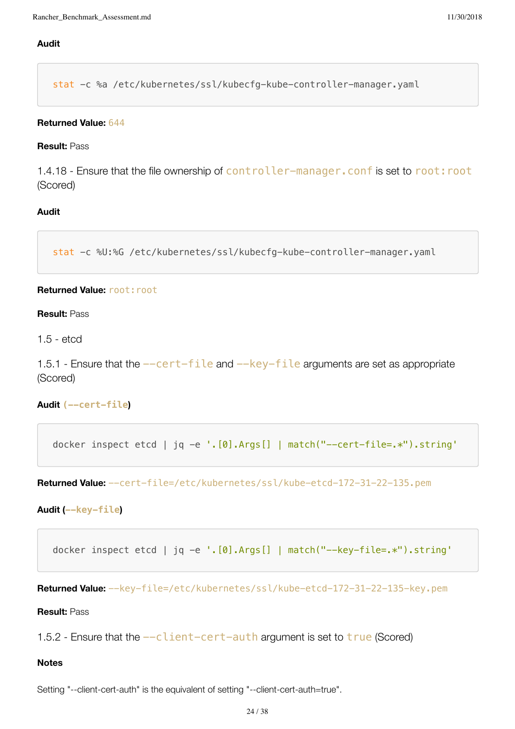**Audit**

```
stat -c %a /etc/kubernetes/ssl/kubecfg-kube-controller-manager.yaml
```

**Returned Value:** `644`

**Result:** Pass

#### 1.4.18 - Ensure that the file ownership of `controller-manager.conf` is set to `root:root` (Scored)

**Audit**

```
stat -c %U:%G /etc/kubernetes/ssl/kubecfg-kube-controller-manager.yaml
```

**Returned Value:** `root:root`

**Result:** Pass

### 1.5 - etcd

#### 1.5.1 - Ensure that the `--cert-file` and `--key-file` arguments are set as appropriate (Scored)

**Audit (`--cert-file`)**

```
docker inspect etcd | jq -e '.[0].Args[] | match("--cert-file=.*").string'
```

**Returned Value:** `--cert-file=/etc/kubernetes/ssl/kube-etcd-172-31-22-135.pem`

**Audit (`--key-file`)**

```
docker inspect etcd | jq -e '.[0].Args[] | match("--key-file=.*").string'
```

**Returned Value:** `--key-file=/etc/kubernetes/ssl/kube-etcd-172-31-22-135-key.pem`

**Result:** Pass

#### 1.5.2 - Ensure that the `--client-cert-auth` argument is set to `true` (Scored)

**Notes**

Setting "--client-cert-auth" is the equivalent of setting "--client-cert-auth=true".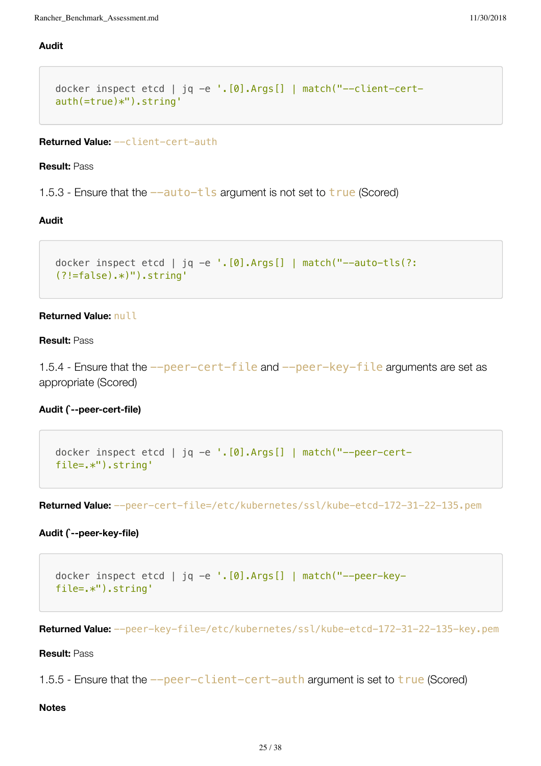**Audit**

```
docker inspect etcd | jq -e '.[0].Args[] | match("--client-cert-auth(=true)*").string'
```

**Returned Value:** `--client-cert-auth`

**Result:** Pass

1.5.3 - Ensure that the `--auto-tls` argument is not set to `true` (Scored)

**Audit**

```
docker inspect etcd | jq -e '.[0].Args[] | match("--auto-tls(?:(?!=false).*)").string'
```

**Returned Value:** `null`

**Result:** Pass

1.5.4 - Ensure that the `--peer-cert-file` and `--peer-key-file` arguments are set as appropriate (Scored)

**Audit (`--peer-cert-file)**

```
docker inspect etcd | jq -e '.[0].Args[] | match("--peer-cert-file=.*").string'
```

**Returned Value:** `--peer-cert-file=/etc/kubernetes/ssl/kube-etcd-172-31-22-135.pem`

**Audit (`--peer-key-file)**

```
docker inspect etcd | jq -e '.[0].Args[] | match("--peer-key-file=.*").string'
```

**Returned Value:** `--peer-key-file=/etc/kubernetes/ssl/kube-etcd-172-31-22-135-key.pem`

**Result:** Pass

1.5.5 - Ensure that the `--peer-client-cert-auth` argument is set to `true` (Scored)

**Notes**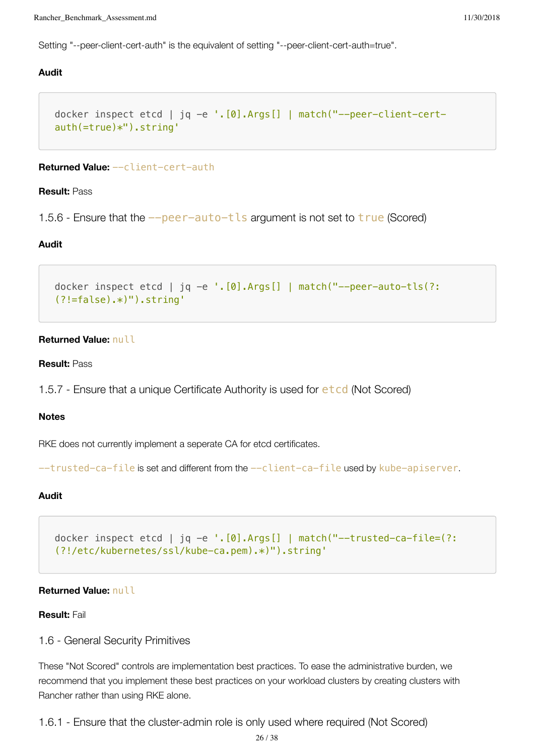Setting "--peer-client-cert-auth" is the equivalent of setting "--peer-client-cert-auth=true".

**Audit**

```
docker inspect etcd | jq -e '.[0].Args[] | match("--peer-client-cert-auth(=true)*").string'
```

**Returned Value:** `--client-cert-auth`

**Result:** Pass

### 1.5.6 - Ensure that the `--peer-auto-tls` argument is not set to `true` (Scored)

**Audit**

```
docker inspect etcd | jq -e '.[0].Args[] | match("--peer-auto-tls(?:(?!=false).*)").string'
```

**Returned Value:** `null`

**Result:** Pass

### 1.5.7 - Ensure that a unique Certificate Authority is used for `etcd` (Not Scored)

**Notes**

RKE does not currently implement a seperate CA for etcd certificates.

`--trusted-ca-file` is set and different from the `--client-ca-file` used by `kube-apiserver`.

**Audit**

```
docker inspect etcd | jq -e '.[0].Args[] | match("--trusted-ca-file=(?:(?!/etc/kubernetes/ssl/kube-ca.pem).*)").string'
```

**Returned Value:** `null`

**Result:** Fail

## 1.6 - General Security Primitives

These "Not Scored" controls are implementation best practices. To ease the administrative burden, we recommend that you implement these best practices on your workload clusters by creating clusters with Rancher rather than using RKE alone.

### 1.6.1 - Ensure that the cluster-admin role is only used where required (Not Scored)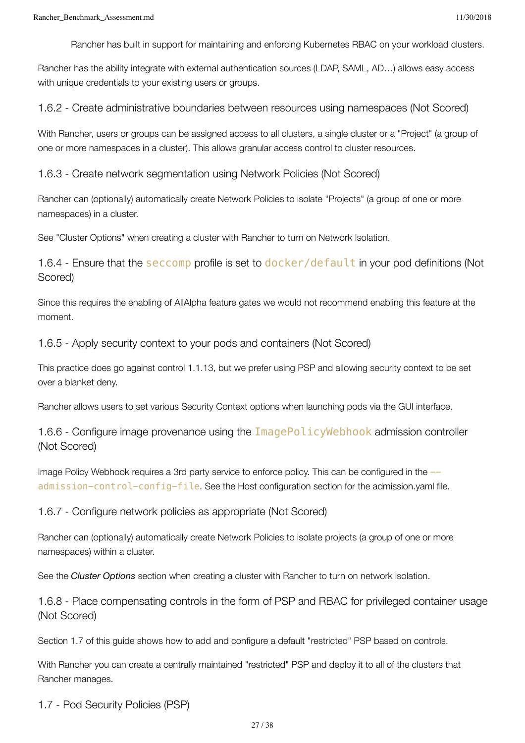> Rancher has built in support for maintaining and enforcing Kubernetes RBAC on your workload clusters.

Rancher has the ability integrate with external authentication sources (LDAP, SAML, AD…) allows easy access with unique credentials to your existing users or groups.

### 1.6.2 - Create administrative boundaries between resources using namespaces (Not Scored)

With Rancher, users or groups can be assigned access to all clusters, a single cluster or a "Project" (a group of one or more namespaces in a cluster). This allows granular access control to cluster resources.

### 1.6.3 - Create network segmentation using Network Policies (Not Scored)

Rancher can (optionally) automatically create Network Policies to isolate "Projects" (a group of one or more namespaces) in a cluster.

See "Cluster Options" when creating a cluster with Rancher to turn on Network Isolation.

### 1.6.4 - Ensure that the `seccomp` profile is set to `docker/default` in your pod definitions (Not Scored)

Since this requires the enabling of AllAlpha feature gates we would not recommend enabling this feature at the moment.

### 1.6.5 - Apply security context to your pods and containers (Not Scored)

This practice does go against control 1.1.13, but we prefer using PSP and allowing security context to be set over a blanket deny.

Rancher allows users to set various Security Context options when launching pods via the GUI interface.

### 1.6.6 - Configure image provenance using the `ImagePolicyWebhook` admission controller (Not Scored)

Image Policy Webhook requires a 3rd party service to enforce policy. This can be configured in the `--admission-control-config-file`. See the Host configuration section for the admission.yaml file.

### 1.6.7 - Configure network policies as appropriate (Not Scored)

Rancher can (optionally) automatically create Network Policies to isolate projects (a group of one or more namespaces) within a cluster.

See the *Cluster Options* section when creating a cluster with Rancher to turn on network isolation.

### 1.6.8 - Place compensating controls in the form of PSP and RBAC for privileged container usage (Not Scored)

Section 1.7 of this guide shows how to add and configure a default "restricted" PSP based on controls.

With Rancher you can create a centrally maintained "restricted" PSP and deploy it to all of the clusters that Rancher manages.

## 1.7 - Pod Security Policies (PSP)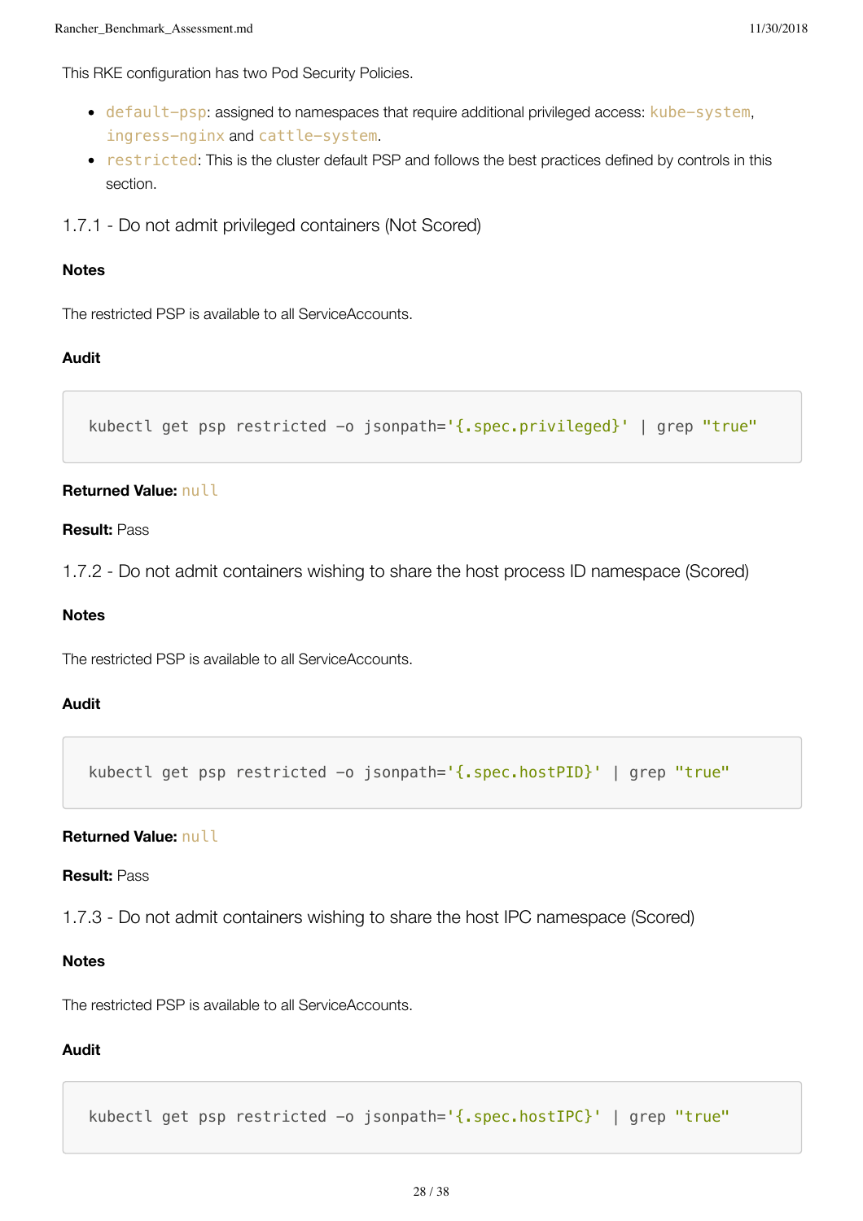This RKE configuration has two Pod Security Policies.

- `default-psp`: assigned to namespaces that require additional privileged access: `kube-system`, `ingress-nginx` and `cattle-system`.
- `restricted`: This is the cluster default PSP and follows the best practices defined by controls in this section.

### 1.7.1 - Do not admit privileged containers (Not Scored)

**Notes**

The restricted PSP is available to all ServiceAccounts.

**Audit**

```
kubectl get psp restricted -o jsonpath='{.spec.privileged}' | grep "true"
```

**Returned Value:** `null`

**Result:** Pass

### 1.7.2 - Do not admit containers wishing to share the host process ID namespace (Scored)

**Notes**

The restricted PSP is available to all ServiceAccounts.

**Audit**

```
kubectl get psp restricted -o jsonpath='{.spec.hostPID}' | grep "true"
```

**Returned Value:** `null`

**Result:** Pass

### 1.7.3 - Do not admit containers wishing to share the host IPC namespace (Scored)

**Notes**

The restricted PSP is available to all ServiceAccounts.

**Audit**

```
kubectl get psp restricted -o jsonpath='{.spec.hostIPC}' | grep "true"
```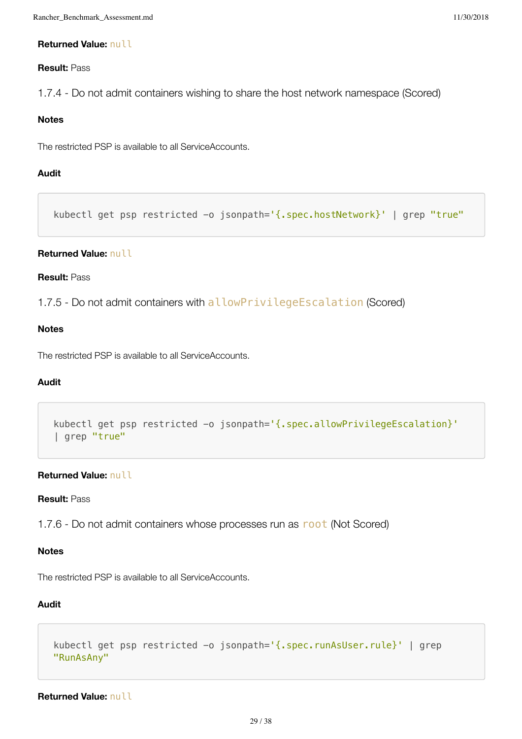**Returned Value:** `null`

**Result:** Pass

### 1.7.4 - Do not admit containers wishing to share the host network namespace (Scored)

**Notes**

The restricted PSP is available to all ServiceAccounts.

**Audit**

```
kubectl get psp restricted -o jsonpath='{.spec.hostNetwork}' | grep "true"
```

**Returned Value:** `null`

**Result:** Pass

### 1.7.5 - Do not admit containers with `allowPrivilegeEscalation` (Scored)

**Notes**

The restricted PSP is available to all ServiceAccounts.

**Audit**

```
kubectl get psp restricted -o jsonpath='{.spec.allowPrivilegeEscalation}'
| grep "true"
```

**Returned Value:** `null`

**Result:** Pass

### 1.7.6 - Do not admit containers whose processes run as `root` (Not Scored)

**Notes**

The restricted PSP is available to all ServiceAccounts.

**Audit**

```
kubectl get psp restricted -o jsonpath='{.spec.runAsUser.rule}' | grep
"RunAsAny"
```

**Returned Value:** `null`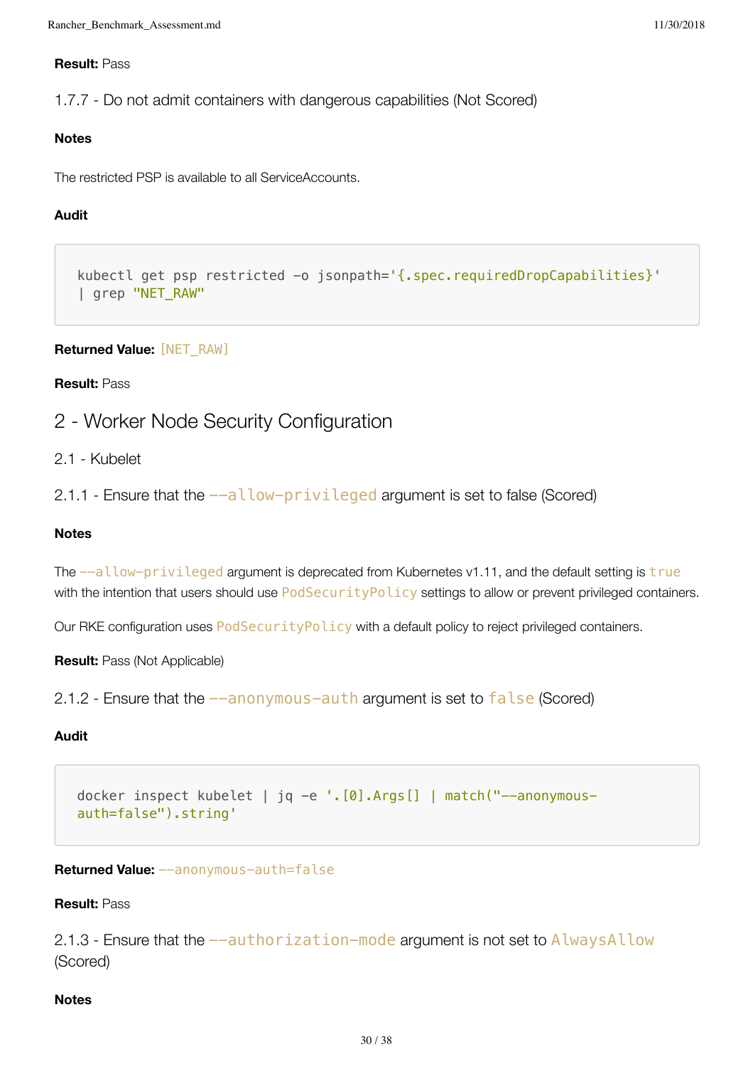**Result:** Pass

### 1.7.7 - Do not admit containers with dangerous capabilities (Not Scored)

**Notes**

The restricted PSP is available to all ServiceAccounts.

**Audit**

```
kubectl get psp restricted -o jsonpath='{.spec.requiredDropCapabilities}'
| grep "NET_RAW"
```

**Returned Value:** `[NET_RAW]`

**Result:** Pass

## 2 - Worker Node Security Configuration

### 2.1 - Kubelet

### 2.1.1 - Ensure that the `--allow-privileged` argument is set to false (Scored)

**Notes**

The `--allow-privileged` argument is deprecated from Kubernetes v1.11, and the default setting is `true` with the intention that users should use `PodSecurityPolicy` settings to allow or prevent privileged containers.

Our RKE configuration uses `PodSecurityPolicy` with a default policy to reject privileged containers.

**Result:** Pass (Not Applicable)

### 2.1.2 - Ensure that the `--anonymous-auth` argument is set to `false` (Scored)

**Audit**

```
docker inspect kubelet | jq -e '.[0].Args[] | match("--anonymous-
auth=false").string'
```

**Returned Value:** `--anonymous-auth=false`

**Result:** Pass

### 2.1.3 - Ensure that the `--authorization-mode` argument is not set to `AlwaysAllow` (Scored)

**Notes**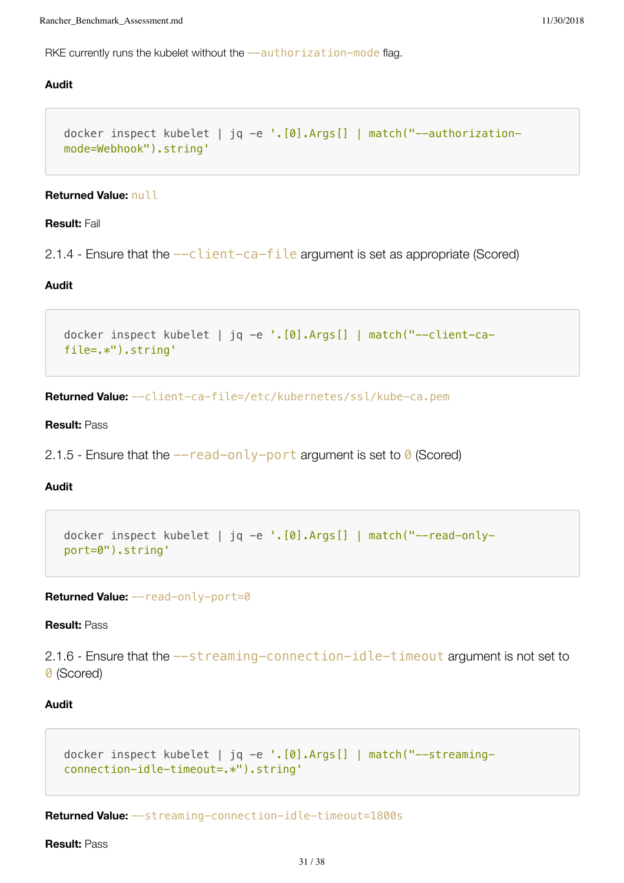RKE currently runs the kubelet without the `--authorization-mode` flag.

**Audit**

```
docker inspect kubelet | jq -e '.[0].Args[] | match("--authorization-mode=Webhook").string'
```

**Returned Value:** `null`

**Result:** Fail

2.1.4 - Ensure that the `--client-ca-file` argument is set as appropriate (Scored)

**Audit**

```
docker inspect kubelet | jq -e '.[0].Args[] | match("--client-ca-file=.*").string'
```

**Returned Value:** `--client-ca-file=/etc/kubernetes/ssl/kube-ca.pem`

**Result:** Pass

2.1.5 - Ensure that the `--read-only-port` argument is set to `0` (Scored)

**Audit**

```
docker inspect kubelet | jq -e '.[0].Args[] | match("--read-only-port=0").string'
```

**Returned Value:** `--read-only-port=0`

**Result:** Pass

2.1.6 - Ensure that the `--streaming-connection-idle-timeout` argument is not set to `0` (Scored)

**Audit**

```
docker inspect kubelet | jq -e '.[0].Args[] | match("--streaming-connection-idle-timeout=.*").string'
```

**Returned Value:** `--streaming-connection-idle-timeout=1800s`

**Result:** Pass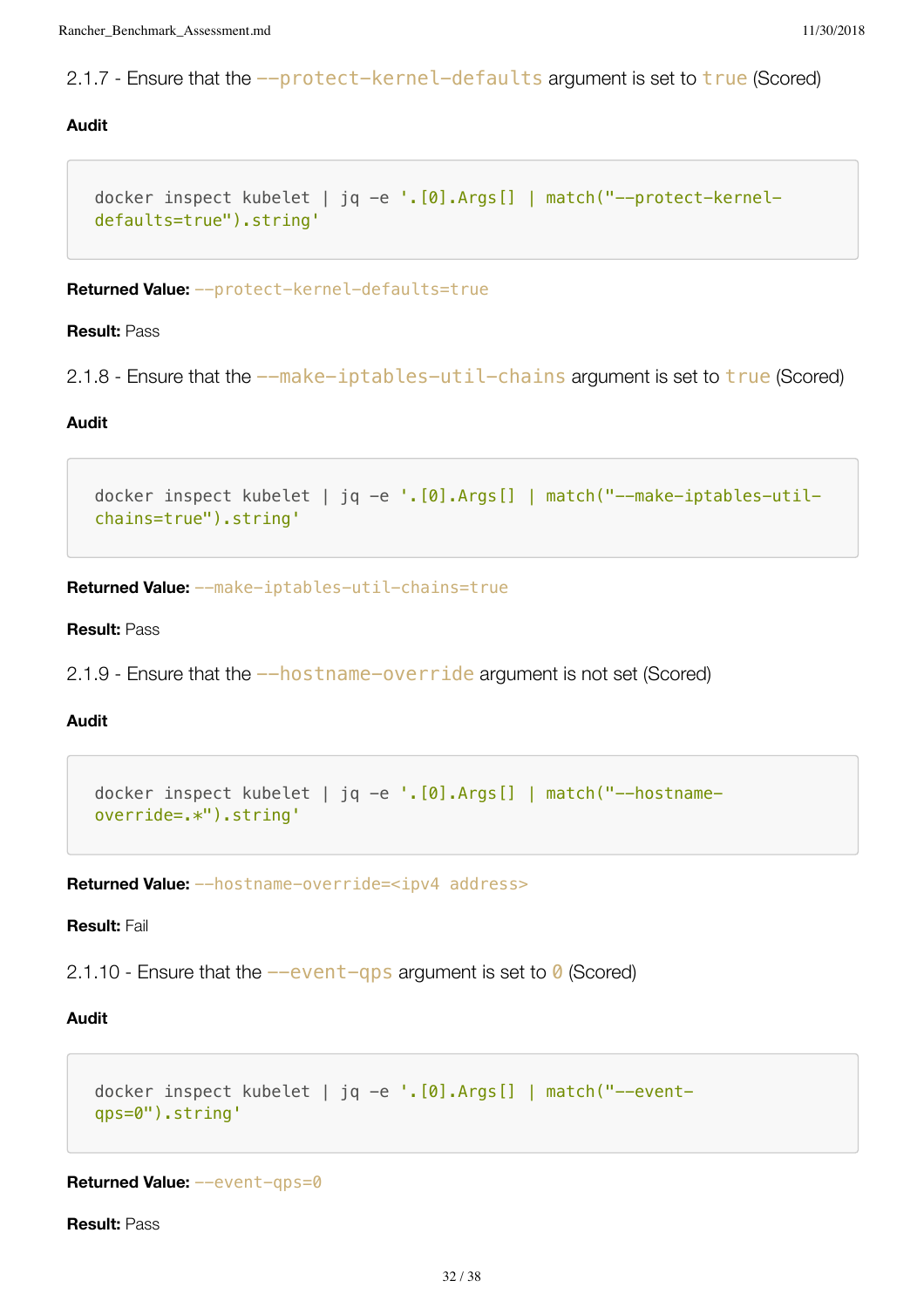#### 2.1.7 - Ensure that the `--protect-kernel-defaults` argument is set to `true` (Scored)

**Audit**

```
docker inspect kubelet | jq -e '.[0].Args[] | match("--protect-kernel-defaults=true").string'
```

**Returned Value:** `--protect-kernel-defaults=true`

**Result:** Pass

#### 2.1.8 - Ensure that the `--make-iptables-util-chains` argument is set to `true` (Scored)

**Audit**

```
docker inspect kubelet | jq -e '.[0].Args[] | match("--make-iptables-util-chains=true").string'
```

**Returned Value:** `--make-iptables-util-chains=true`

**Result:** Pass

#### 2.1.9 - Ensure that the `--hostname-override` argument is not set (Scored)

**Audit**

```
docker inspect kubelet | jq -e '.[0].Args[] | match("--hostname-override=.*").string'
```

**Returned Value:** `--hostname-override=<ipv4 address>`

**Result:** Fail

#### 2.1.10 - Ensure that the `--event-qps` argument is set to `0` (Scored)

**Audit**

```
docker inspect kubelet | jq -e '.[0].Args[] | match("--event-qps=0").string'
```

**Returned Value:** `--event-qps=0`

**Result:** Pass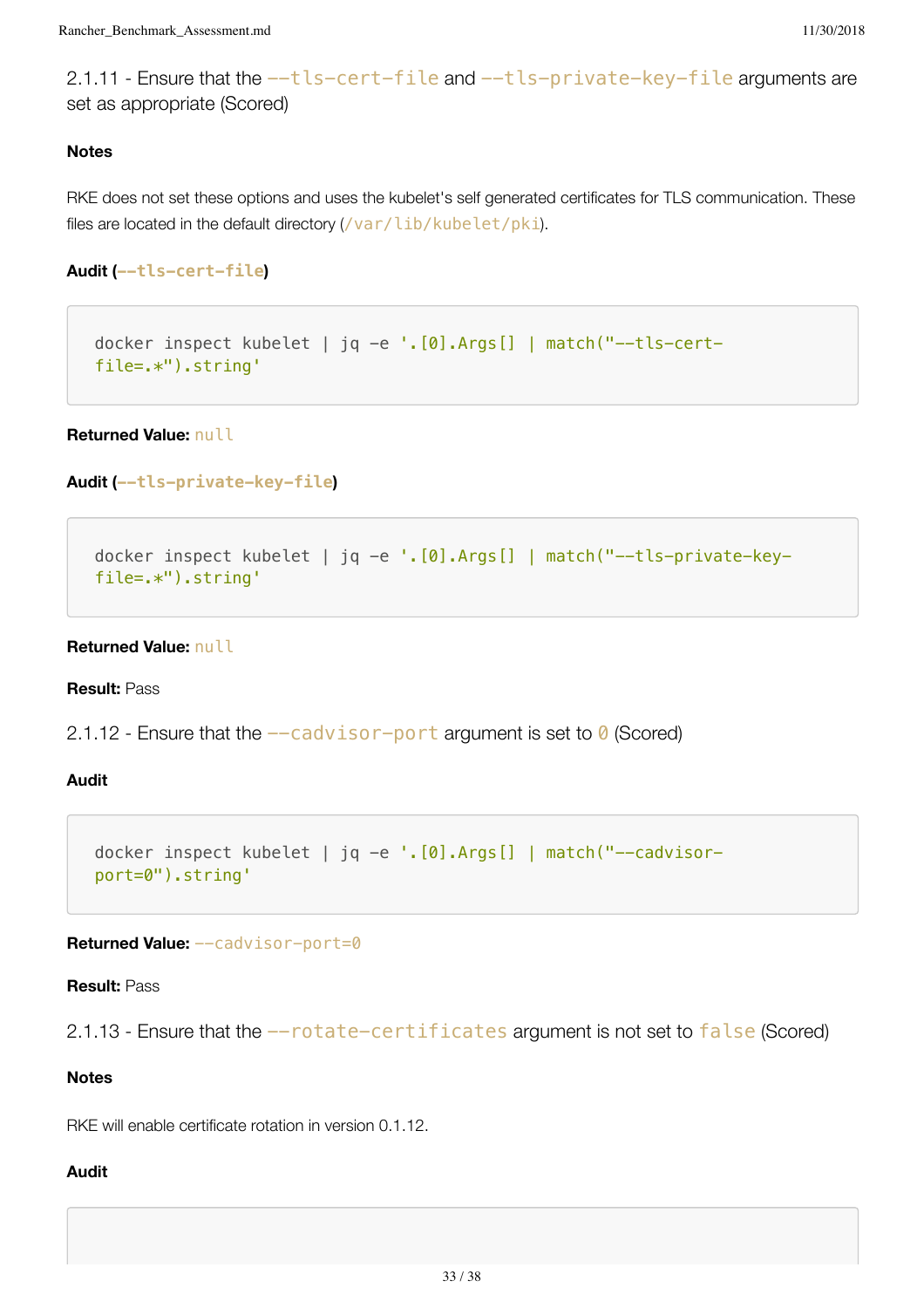### 2.1.11 - Ensure that the `--tls-cert-file` and `--tls-private-key-file` arguments are set as appropriate (Scored)

**Notes**

RKE does not set these options and uses the kubelet's self generated certificates for TLS communication. These files are located in the default directory (`/var/lib/kubelet/pki`).

**Audit (`--tls-cert-file`)**

```
docker inspect kubelet | jq -e '.[0].Args[] | match("--tls-cert-file=.*").string'
```

**Returned Value:** `null`

**Audit (`--tls-private-key-file`)**

```
docker inspect kubelet | jq -e '.[0].Args[] | match("--tls-private-key-file=.*").string'
```

**Returned Value:** `null`

**Result:** Pass

### 2.1.12 - Ensure that the `--cadvisor-port` argument is set to `0` (Scored)

**Audit**

```
docker inspect kubelet | jq -e '.[0].Args[] | match("--cadvisor-port=0").string'
```

**Returned Value:** `--cadvisor-port=0`

**Result:** Pass

### 2.1.13 - Ensure that the `--rotate-certificates` argument is not set to `false` (Scored)

**Notes**

RKE will enable certificate rotation in version 0.1.12.

**Audit**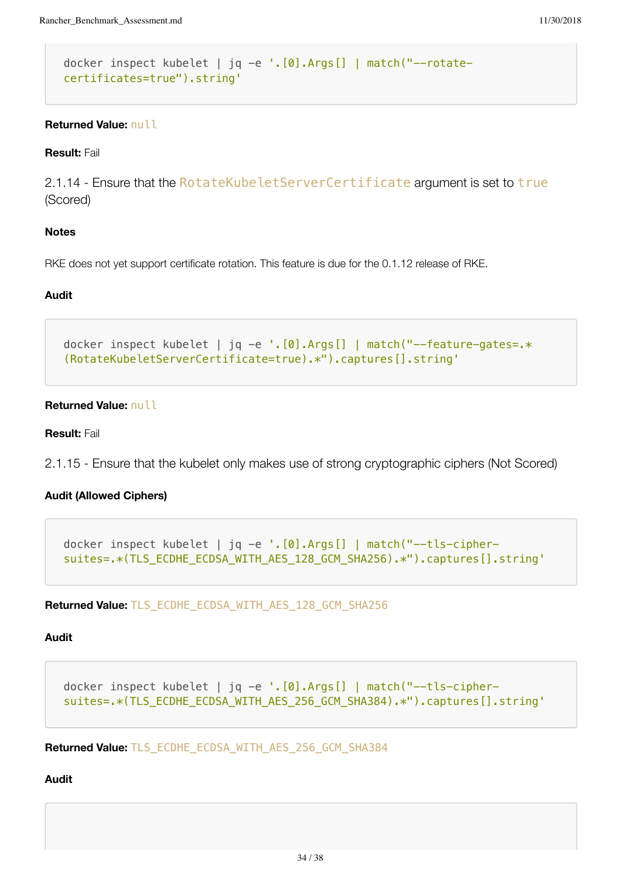```
docker inspect kubelet | jq -e '.[0].Args[] | match("--rotate-certificates=true").string'
```

**Returned Value:** `null`

**Result:** Fail

2.1.14 - Ensure that the `RotateKubeletServerCertificate` argument is set to `true` (Scored)

**Notes**

RKE does not yet support certificate rotation. This feature is due for the 0.1.12 release of RKE.

**Audit**

```
docker inspect kubelet | jq -e '.[0].Args[] | match("--feature-gates=.*(RotateKubeletServerCertificate=true).*").captures[].string'
```

**Returned Value:** `null`

**Result:** Fail

2.1.15 - Ensure that the kubelet only makes use of strong cryptographic ciphers (Not Scored)

**Audit (Allowed Ciphers)**

```
docker inspect kubelet | jq -e '.[0].Args[] | match("--tls-cipher-suites=.*(TLS_ECDHE_ECDSA_WITH_AES_128_GCM_SHA256).*").captures[].string'
```

**Returned Value:** `TLS_ECDHE_ECDSA_WITH_AES_128_GCM_SHA256`

**Audit**

```
docker inspect kubelet | jq -e '.[0].Args[] | match("--tls-cipher-suites=.*(TLS_ECDHE_ECDSA_WITH_AES_256_GCM_SHA384).*").captures[].string'
```

**Returned Value:** `TLS_ECDHE_ECDSA_WITH_AES_256_GCM_SHA384`

**Audit**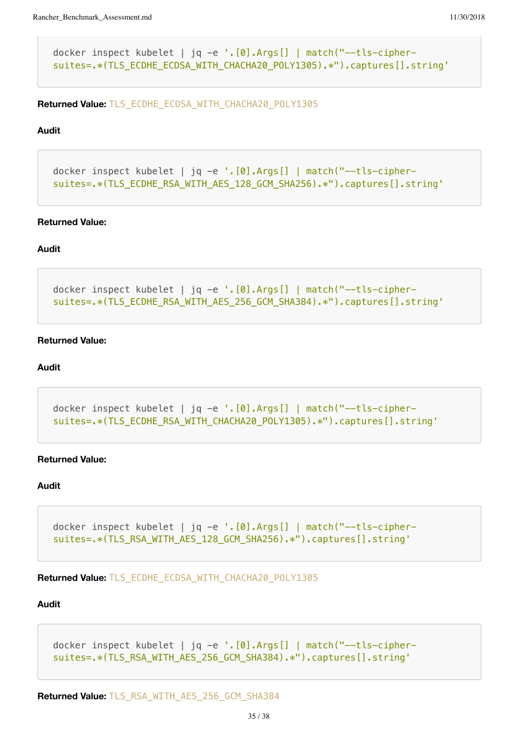```
docker inspect kubelet | jq -e '.[0].Args[] | match("--tls-cipher-suites=.*(TLS_ECDHE_ECDSA_WITH_CHACHA20_POLY1305).*").captures[].string'
```

**Returned Value:** `TLS_ECDHE_ECDSA_WITH_CHACHA20_POLY1305`

**Audit**

```
docker inspect kubelet | jq -e '.[0].Args[] | match("--tls-cipher-suites=.*(TLS_ECDHE_RSA_WITH_AES_128_GCM_SHA256).*").captures[].string'
```

**Returned Value:**

**Audit**

```
docker inspect kubelet | jq -e '.[0].Args[] | match("--tls-cipher-suites=.*(TLS_ECDHE_RSA_WITH_AES_256_GCM_SHA384).*").captures[].string'
```

**Returned Value:**

**Audit**

```
docker inspect kubelet | jq -e '.[0].Args[] | match("--tls-cipher-suites=.*(TLS_ECDHE_RSA_WITH_CHACHA20_POLY1305).*").captures[].string'
```

**Returned Value:**

**Audit**

```
docker inspect kubelet | jq -e '.[0].Args[] | match("--tls-cipher-suites=.*(TLS_RSA_WITH_AES_128_GCM_SHA256).*").captures[].string'
```

**Returned Value:** `TLS_ECDHE_ECDSA_WITH_CHACHA20_POLY1305`

**Audit**

```
docker inspect kubelet | jq -e '.[0].Args[] | match("--tls-cipher-suites=.*(TLS_RSA_WITH_AES_256_GCM_SHA384).*").captures[].string'
```

**Returned Value:** `TLS_RSA_WITH_AES_256_GCM_SHA384`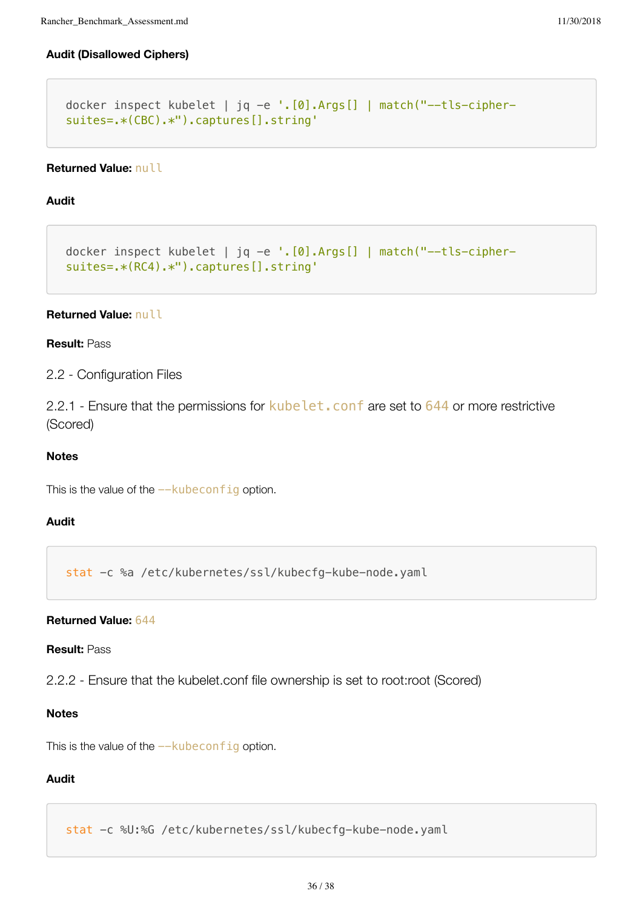**Audit (Disallowed Ciphers)**

```
docker inspect kubelet | jq -e '.[0].Args[] | match("--tls-cipher-suites=.*(CBC).*").captures[].string'
```

**Returned Value:** `null`

**Audit**

```
docker inspect kubelet | jq -e '.[0].Args[] | match("--tls-cipher-suites=.*(RC4).*").captures[].string'
```

**Returned Value:** `null`

**Result:** Pass

### 2.2 - Configuration Files

#### 2.2.1 - Ensure that the permissions for `kubelet.conf` are set to `644` or more restrictive (Scored)

**Notes**

This is the value of the `--kubeconfig` option.

**Audit**

```
stat -c %a /etc/kubernetes/ssl/kubecfg-kube-node.yaml
```

**Returned Value:** `644`

**Result:** Pass

#### 2.2.2 - Ensure that the kubelet.conf file ownership is set to root:root (Scored)

**Notes**

This is the value of the `--kubeconfig` option.

**Audit**

```
stat -c %U:%G /etc/kubernetes/ssl/kubecfg-kube-node.yaml
```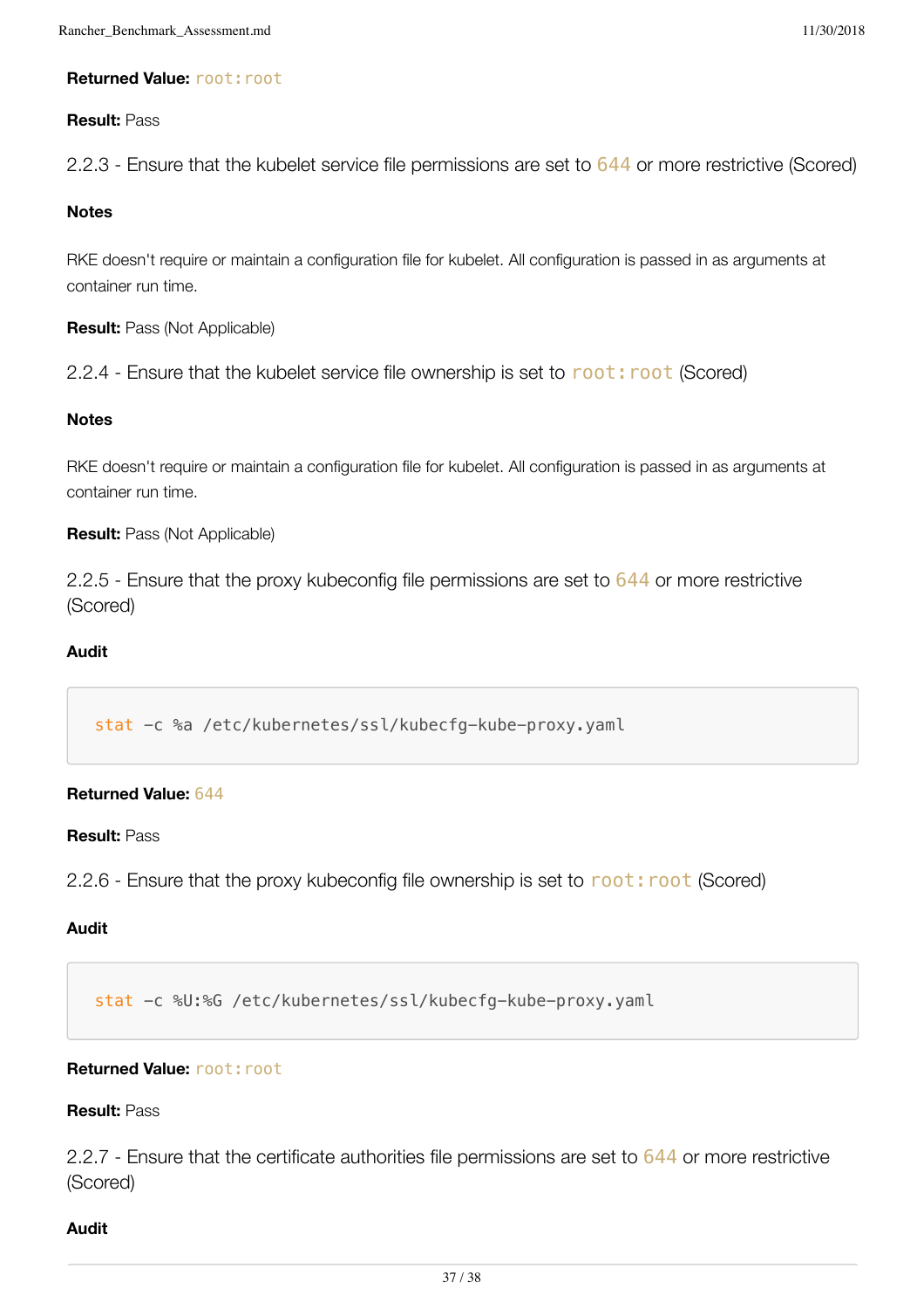**Returned Value:** `root:root`

**Result:** Pass

2.2.3 - Ensure that the kubelet service file permissions are set to `644` or more restrictive (Scored)

**Notes**

RKE doesn't require or maintain a configuration file for kubelet. All configuration is passed in as arguments at container run time.

**Result:** Pass (Not Applicable)

2.2.4 - Ensure that the kubelet service file ownership is set to `root:root` (Scored)

**Notes**

RKE doesn't require or maintain a configuration file for kubelet. All configuration is passed in as arguments at container run time.

**Result:** Pass (Not Applicable)

2.2.5 - Ensure that the proxy kubeconfig file permissions are set to `644` or more restrictive (Scored)

**Audit**

```
stat -c %a /etc/kubernetes/ssl/kubecfg-kube-proxy.yaml
```

**Returned Value:** `644`

**Result:** Pass

2.2.6 - Ensure that the proxy kubeconfig file ownership is set to `root:root` (Scored)

**Audit**

```
stat -c %U:%G /etc/kubernetes/ssl/kubecfg-kube-proxy.yaml
```

**Returned Value:** `root:root`

**Result:** Pass

2.2.7 - Ensure that the certificate authorities file permissions are set to `644` or more restrictive (Scored)

**Audit**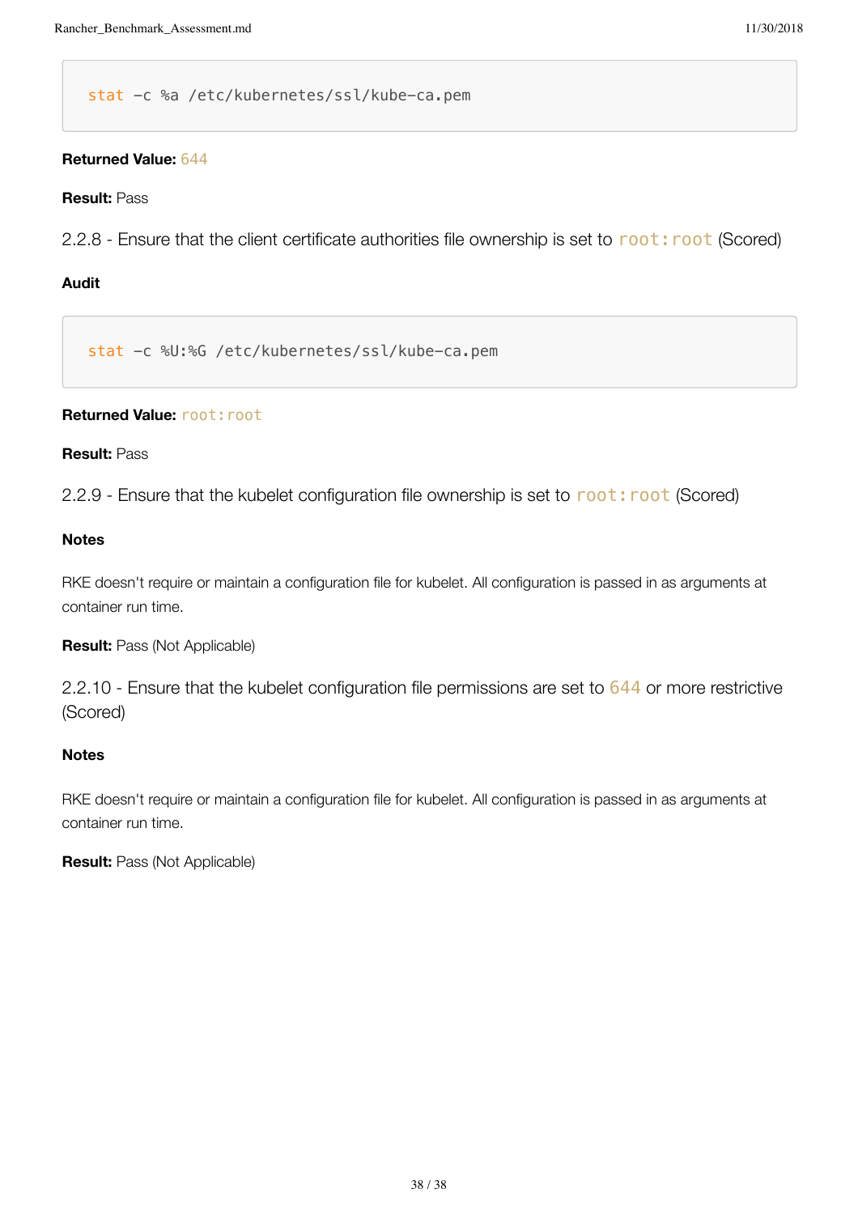```
stat -c %a /etc/kubernetes/ssl/kube-ca.pem
```

**Returned Value:** `644`

**Result:** Pass

#### 2.2.8 - Ensure that the client certificate authorities file ownership is set to `root:root` (Scored)

**Audit**

```
stat -c %U:%G /etc/kubernetes/ssl/kube-ca.pem
```

**Returned Value:** `root:root`

**Result:** Pass

#### 2.2.9 - Ensure that the kubelet configuration file ownership is set to `root:root` (Scored)

**Notes**

RKE doesn't require or maintain a configuration file for kubelet. All configuration is passed in as arguments at container run time.

**Result:** Pass (Not Applicable)

#### 2.2.10 - Ensure that the kubelet configuration file permissions are set to `644` or more restrictive (Scored)

**Notes**

RKE doesn't require or maintain a configuration file for kubelet. All configuration is passed in as arguments at container run time.

**Result:** Pass (Not Applicable)